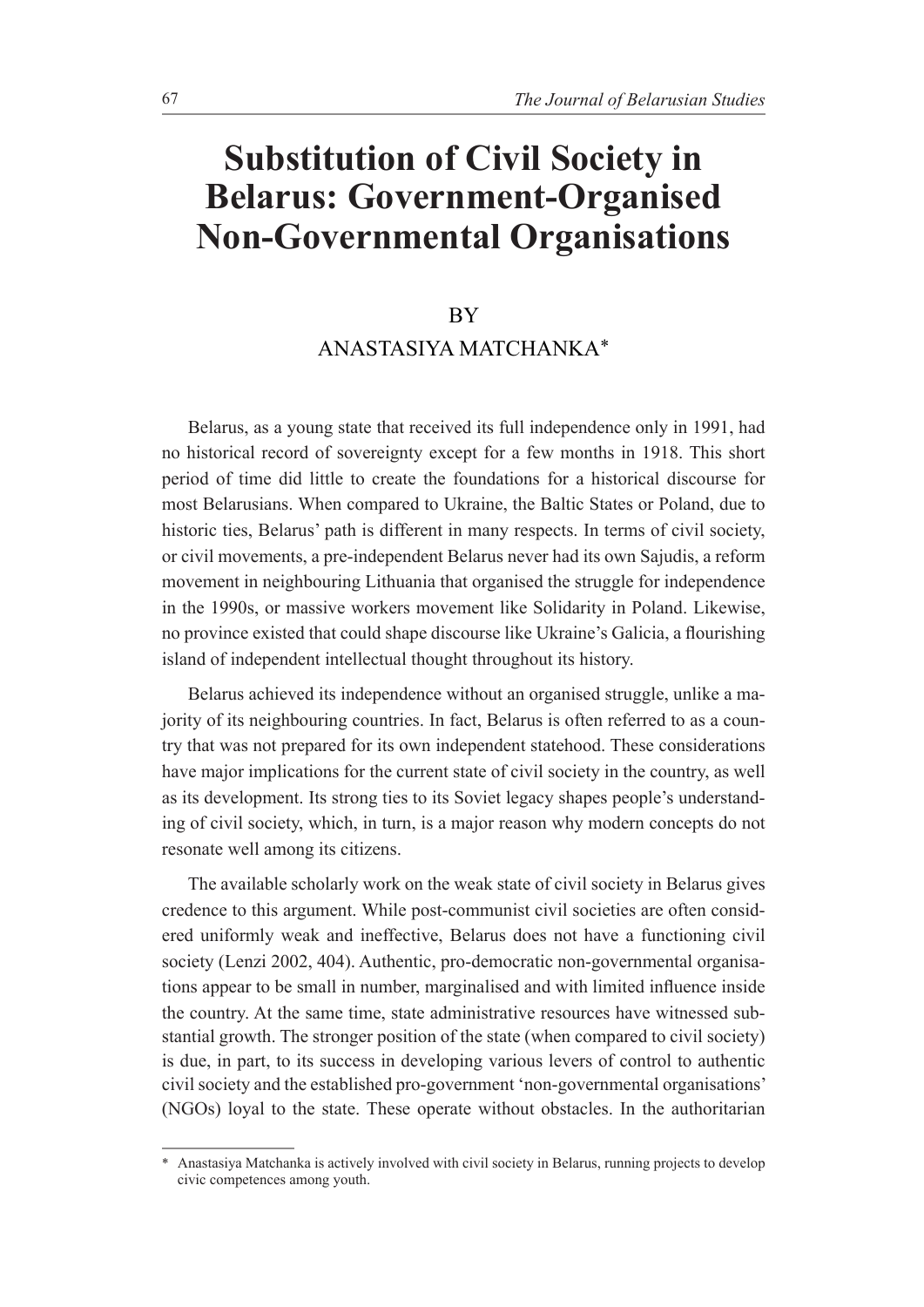# Substitution of Civil Society in Belarus: Government-Organised Non-Governmental Organisations

BY

ANASTASIYA MATCHANKA*

Belarus, as a young state that received its full independence only in 1991, had no historical record of sovereignty except for a few months in 1918. This short period of time did little to create the foundations for a historical discourse for most Belarusians. When compared to Ukraine, the Baltic States or Poland, due to historic ties, Belarus' path is different in many respects. In terms of civil society, or civil movements, a pre-independent Belarus never had its own Sajudis, a reform movement in neighbouring Lithuania that organised the struggle for independence in the 1990s, or massive workers movement like Solidarity in Poland. Likewise, no province existed that could shape discourse like Ukraine's Galicia, a flourishing island of independent intellectual thought throughout its history.

Belarus achieved its independence without an organised struggle, unlike a majority of its neighbouring countries. In fact, Belarus is often referred to as a country that was not prepared for its own independent statehood. These considerations have major implications for the current state of civil society in the country, as well as its development. Its strong ties to its Soviet legacy shapes people's understanding of civil society, which, in turn, is a major reason why modern concepts do not resonate well among its citizens.

The available scholarly work on the weak state of civil society in Belarus gives credence to this argument. While post-communist civil societies are often considered uniformly weak and ineffective, Belarus does not have a functioning civil society (Lenzi 2002, 404). Authentic, pro-democratic non-governmental organisations appear to be small in number, marginalised and with limited influence inside the country. At the same time, state administrative resources have witnessed substantial growth. The stronger position of the state (when compared to civil society) is due, in part, to its success in developing various levers of control to authentic civil society and the established pro-government 'non-governmental organisations' (NGOs) loyal to the state. These operate without obstacles. In the authoritarian

---

* Anastasiya Matchanka is actively involved with civil society in Belarus, running projects to develop civic competences among youth.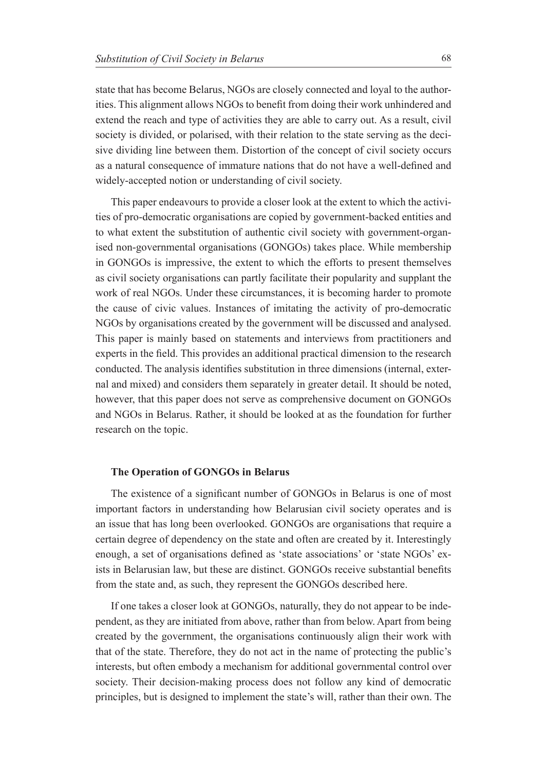state that has become Belarus, NGOs are closely connected and loyal to the authorities. This alignment allows NGOs to benefit from doing their work unhindered and extend the reach and type of activities they are able to carry out. As a result, civil society is divided, or polarised, with their relation to the state serving as the decisive dividing line between them. Distortion of the concept of civil society occurs as a natural consequence of immature nations that do not have a well-defined and widely-accepted notion or understanding of civil society.

This paper endeavours to provide a closer look at the extent to which the activities of pro-democratic organisations are copied by government-backed entities and to what extent the substitution of authentic civil society with government-organised non-governmental organisations (GONGOs) takes place. While membership in GONGOs is impressive, the extent to which the efforts to present themselves as civil society organisations can partly facilitate their popularity and supplant the work of real NGOs. Under these circumstances, it is becoming harder to promote the cause of civic values. Instances of imitating the activity of pro-democratic NGOs by organisations created by the government will be discussed and analysed. This paper is mainly based on statements and interviews from practitioners and experts in the field. This provides an additional practical dimension to the research conducted. The analysis identifies substitution in three dimensions (internal, external and mixed) and considers them separately in greater detail. It should be noted, however, that this paper does not serve as comprehensive document on GONGOs and NGOs in Belarus. Rather, it should be looked at as the foundation for further research on the topic.

## The Operation of GONGOs in Belarus

The existence of a significant number of GONGOs in Belarus is one of most important factors in understanding how Belarusian civil society operates and is an issue that has long been overlooked. GONGOs are organisations that require a certain degree of dependency on the state and often are created by it. Interestingly enough, a set of organisations defined as 'state associations' or 'state NGOs' exists in Belarusian law, but these are distinct. GONGOs receive substantial benefits from the state and, as such, they represent the GONGOs described here.

If one takes a closer look at GONGOs, naturally, they do not appear to be independent, as they are initiated from above, rather than from below. Apart from being created by the government, the organisations continuously align their work with that of the state. Therefore, they do not act in the name of protecting the public's interests, but often embody a mechanism for additional governmental control over society. Their decision-making process does not follow any kind of democratic principles, but is designed to implement the state's will, rather than their own. The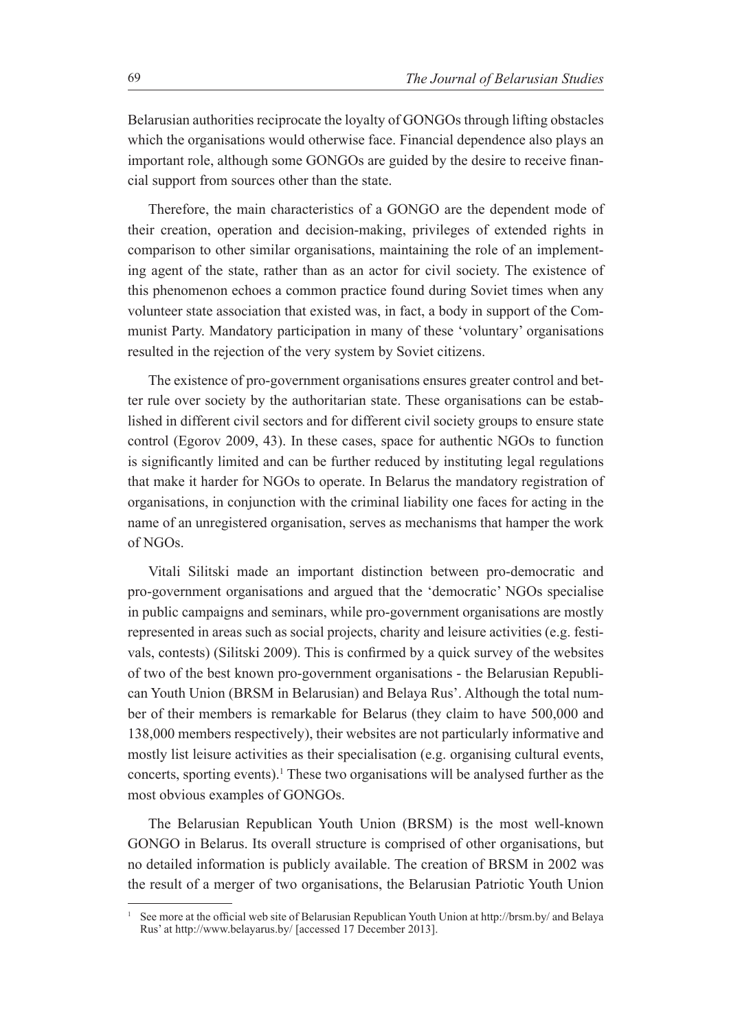Belarusian authorities reciprocate the loyalty of GONGOs through lifting obstacles which the organisations would otherwise face. Financial dependence also plays an important role, although some GONGOs are guided by the desire to receive financial support from sources other than the state.

Therefore, the main characteristics of a GONGO are the dependent mode of their creation, operation and decision-making, privileges of extended rights in comparison to other similar organisations, maintaining the role of an implementing agent of the state, rather than as an actor for civil society. The existence of this phenomenon echoes a common practice found during Soviet times when any volunteer state association that existed was, in fact, a body in support of the Communist Party. Mandatory participation in many of these 'voluntary' organisations resulted in the rejection of the very system by Soviet citizens.

The existence of pro-government organisations ensures greater control and better rule over society by the authoritarian state. These organisations can be established in different civil sectors and for different civil society groups to ensure state control (Egorov 2009, 43). In these cases, space for authentic NGOs to function is significantly limited and can be further reduced by instituting legal regulations that make it harder for NGOs to operate. In Belarus the mandatory registration of organisations, in conjunction with the criminal liability one faces for acting in the name of an unregistered organisation, serves as mechanisms that hamper the work of NGOs.

Vitali Silitski made an important distinction between pro-democratic and pro-government organisations and argued that the 'democratic' NGOs specialise in public campaigns and seminars, while pro-government organisations are mostly represented in areas such as social projects, charity and leisure activities (e.g. festivals, contests) (Silitski 2009). This is confirmed by a quick survey of the websites of two of the best known pro-government organisations - the Belarusian Republican Youth Union (BRSM in Belarusian) and Belaya Rus'. Although the total number of their members is remarkable for Belarus (they claim to have 500,000 and 138,000 members respectively), their websites are not particularly informative and mostly list leisure activities as their specialisation (e.g. organising cultural events, concerts, sporting events).[1] These two organisations will be analysed further as the most obvious examples of GONGOs.

The Belarusian Republican Youth Union (BRSM) is the most well-known GONGO in Belarus. Its overall structure is comprised of other organisations, but no detailed information is publicly available. The creation of BRSM in 2002 was the result of a merger of two organisations, the Belarusian Patriotic Youth Union

---

[1] See more at the official web site of Belarusian Republican Youth Union at http://brsm.by/ and Belaya Rus' at http://www.belayarus.by/ [accessed 17 December 2013].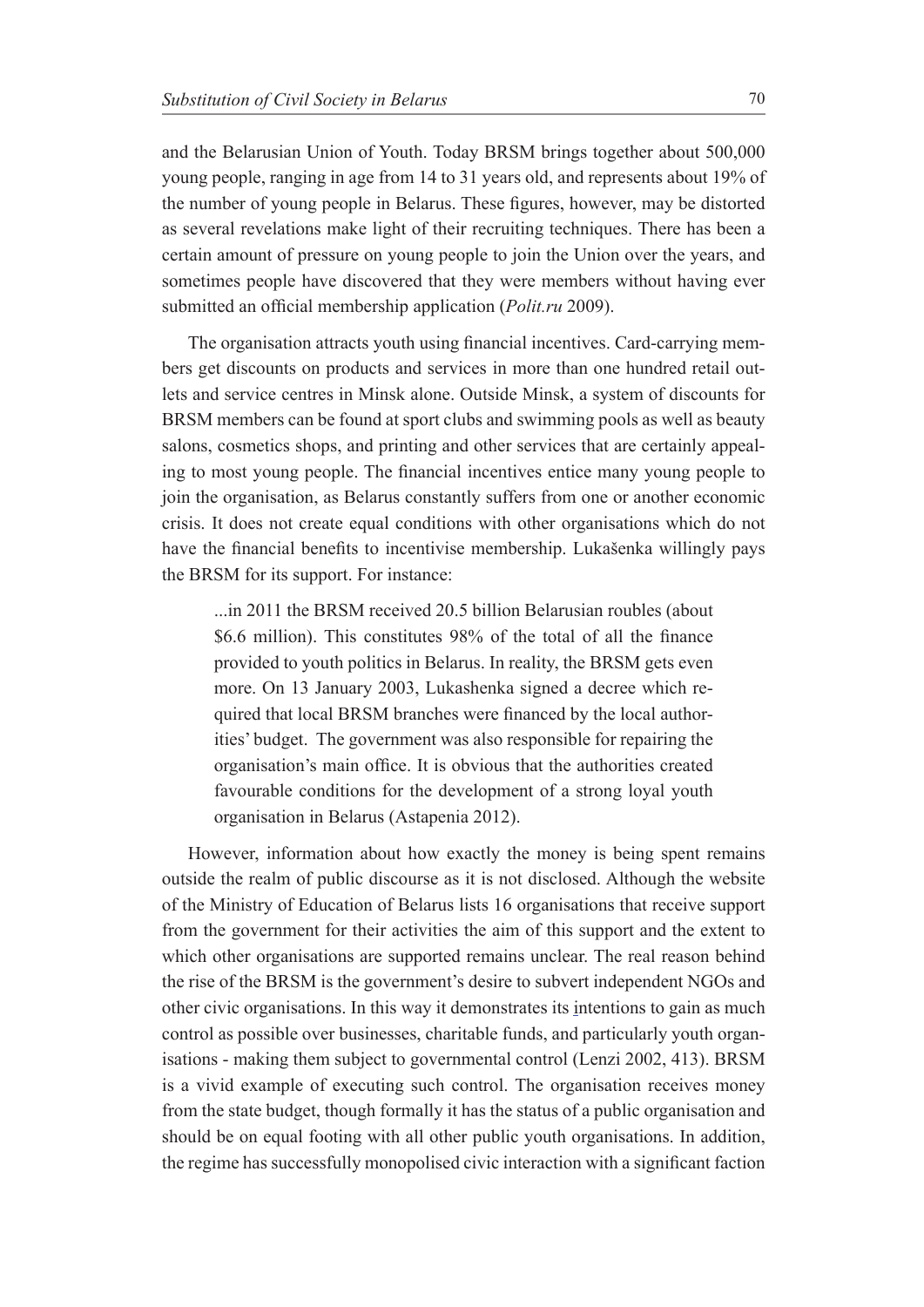and the Belarusian Union of Youth. Today BRSM brings together about 500,000 young people, ranging in age from 14 to 31 years old, and represents about 19% of the number of young people in Belarus. These figures, however, may be distorted as several revelations make light of their recruiting techniques. There has been a certain amount of pressure on young people to join the Union over the years, and sometimes people have discovered that they were members without having ever submitted an official membership application (*Polit.ru* 2009).

The organisation attracts youth using financial incentives. Card-carrying members get discounts on products and services in more than one hundred retail outlets and service centres in Minsk alone. Outside Minsk, a system of discounts for BRSM members can be found at sport clubs and swimming pools as well as beauty salons, cosmetics shops, and printing and other services that are certainly appealing to most young people. The financial incentives entice many young people to join the organisation, as Belarus constantly suffers from one or another economic crisis. It does not create equal conditions with other organisations which do not have the financial benefits to incentivise membership. Lukašenka willingly pays the BRSM for its support. For instance:

> ...in 2011 the BRSM received 20.5 billion Belarusian roubles (about \$6.6 million). This constitutes 98% of the total of all the finance provided to youth politics in Belarus. In reality, the BRSM gets even more. On 13 January 2003, Lukashenka signed a decree which required that local BRSM branches were financed by the local authorities' budget. The government was also responsible for repairing the organisation's main office. It is obvious that the authorities created favourable conditions for the development of a strong loyal youth organisation in Belarus (Astapenia 2012).

However, information about how exactly the money is being spent remains outside the realm of public discourse as it is not disclosed. Although the website of the Ministry of Education of Belarus lists 16 organisations that receive support from the government for their activities the aim of this support and the extent to which other organisations are supported remains unclear. The real reason behind the rise of the BRSM is the government's desire to subvert independent NGOs and other civic organisations. In this way it demonstrates its intentions to gain as much control as possible over businesses, charitable funds, and particularly youth organisations - making them subject to governmental control (Lenzi 2002, 413). BRSM is a vivid example of executing such control. The organisation receives money from the state budget, though formally it has the status of a public organisation and should be on equal footing with all other public youth organisations. In addition, the regime has successfully monopolised civic interaction with a significant faction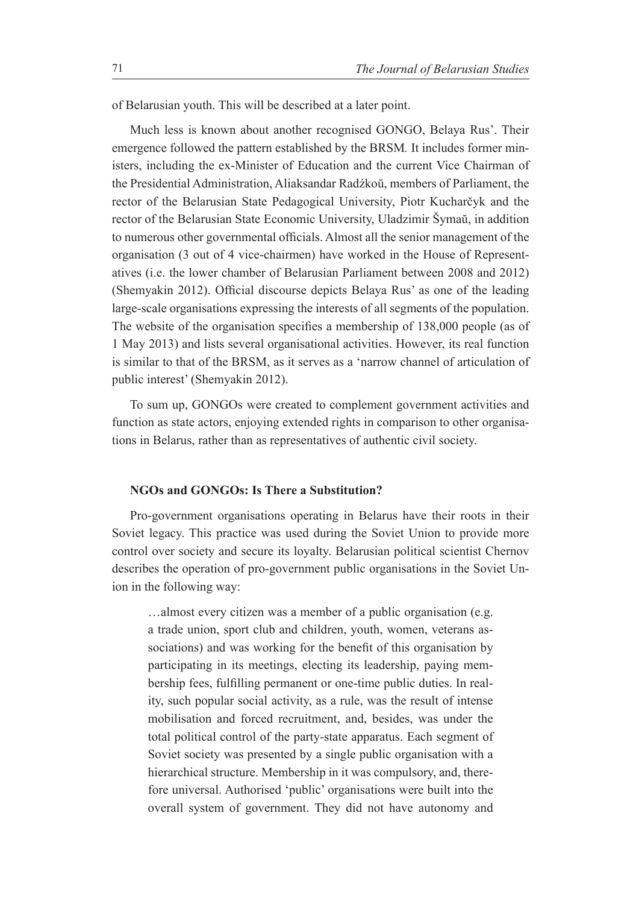of Belarusian youth. This will be described at a later point.

Much less is known about another recognised GONGO, Belaya Rus'. Their emergence followed the pattern established by the BRSM. It includes former ministers, including the ex-Minister of Education and the current Vice Chairman of the Presidential Administration, Aliaksandar Radźkoŭ, members of Parliament, the rector of the Belarusian State Pedagogical University, Piotr Kucharčyk and the rector of the Belarusian State Economic University, Uladzimir Šymaŭ, in addition to numerous other governmental officials. Almost all the senior management of the organisation (3 out of 4 vice-chairmen) have worked in the House of Representatives (i.e. the lower chamber of Belarusian Parliament between 2008 and 2012) (Shemyakin 2012). Official discourse depicts Belaya Rus' as one of the leading large-scale organisations expressing the interests of all segments of the population. The website of the organisation specifies a membership of 138,000 people (as of 1 May 2013) and lists several organisational activities. However, its real function is similar to that of the BRSM, as it serves as a 'narrow channel of articulation of public interest' (Shemyakin 2012).

To sum up, GONGOs were created to complement government activities and function as state actors, enjoying extended rights in comparison to other organisations in Belarus, rather than as representatives of authentic civil society.

## NGOs and GONGOs: Is There a Substitution?

Pro-government organisations operating in Belarus have their roots in their Soviet legacy. This practice was used during the Soviet Union to provide more control over society and secure its loyalty. Belarusian political scientist Chernov describes the operation of pro-government public organisations in the Soviet Union in the following way:

> …almost every citizen was a member of a public organisation (e.g. a trade union, sport club and children, youth, women, veterans associations) and was working for the benefit of this organisation by participating in its meetings, electing its leadership, paying membership fees, fulfilling permanent or one-time public duties. In reality, such popular social activity, as a rule, was the result of intense mobilisation and forced recruitment, and, besides, was under the total political control of the party-state apparatus. Each segment of Soviet society was presented by a single public organisation with a hierarchical structure. Membership in it was compulsory, and, therefore universal. Authorised 'public' organisations were built into the overall system of government. They did not have autonomy and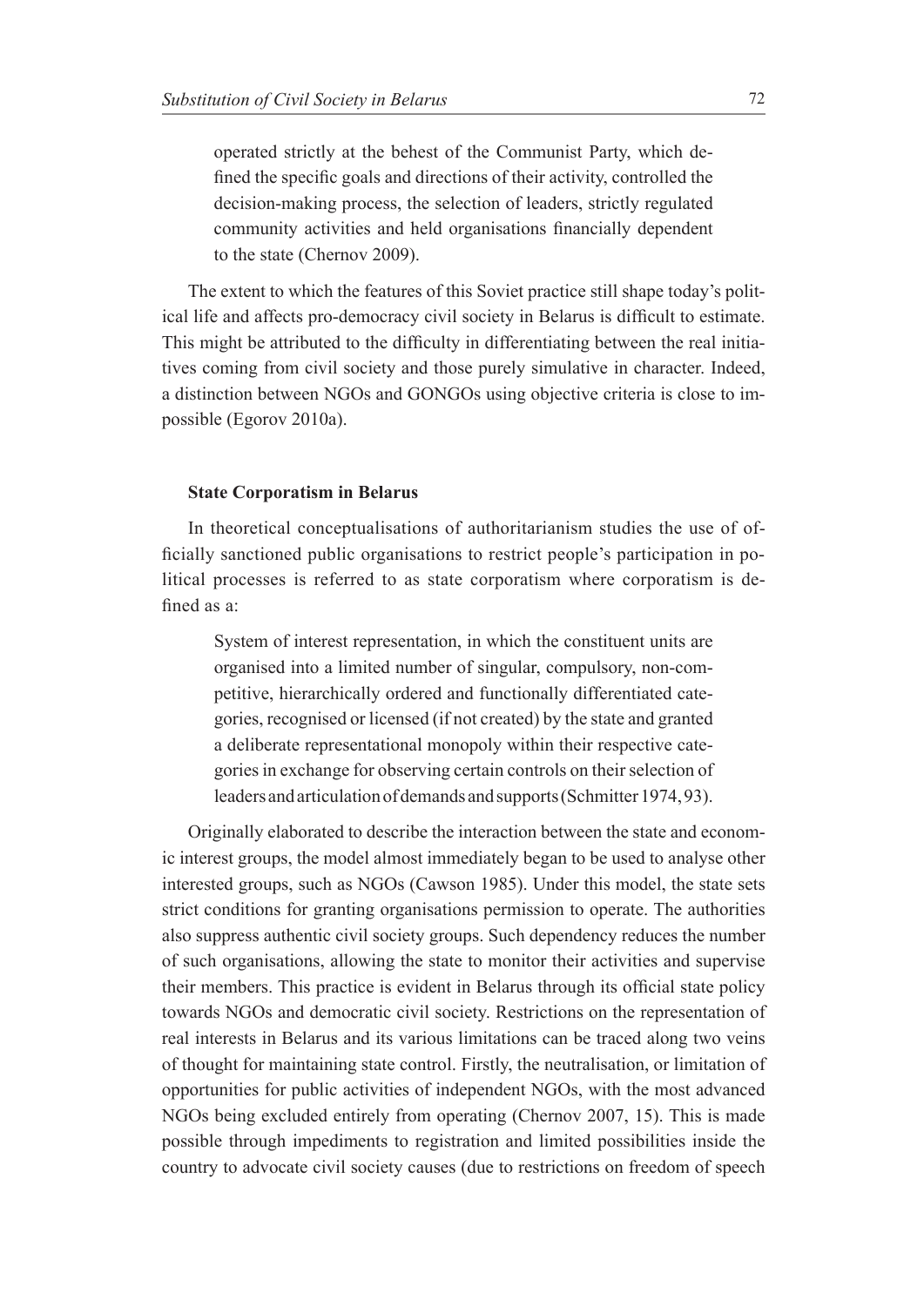> operated strictly at the behest of the Communist Party, which defined the specific goals and directions of their activity, controlled the decision-making process, the selection of leaders, strictly regulated community activities and held organisations financially dependent to the state (Chernov 2009).

The extent to which the features of this Soviet practice still shape today's political life and affects pro-democracy civil society in Belarus is difficult to estimate. This might be attributed to the difficulty in differentiating between the real initiatives coming from civil society and those purely simulative in character. Indeed, a distinction between NGOs and GONGOs using objective criteria is close to impossible (Egorov 2010a).

### State Corporatism in Belarus

In theoretical conceptualisations of authoritarianism studies the use of officially sanctioned public organisations to restrict people's participation in political processes is referred to as state corporatism where corporatism is defined as a:

> System of interest representation, in which the constituent units are organised into a limited number of singular, compulsory, non-competitive, hierarchically ordered and functionally differentiated categories, recognised or licensed (if not created) by the state and granted a deliberate representational monopoly within their respective categories in exchange for observing certain controls on their selection of leaders and articulation of demands and supports (Schmitter 1974, 93).

Originally elaborated to describe the interaction between the state and economic interest groups, the model almost immediately began to be used to analyse other interested groups, such as NGOs (Cawson 1985). Under this model, the state sets strict conditions for granting organisations permission to operate. The authorities also suppress authentic civil society groups. Such dependency reduces the number of such organisations, allowing the state to monitor their activities and supervise their members. This practice is evident in Belarus through its official state policy towards NGOs and democratic civil society. Restrictions on the representation of real interests in Belarus and its various limitations can be traced along two veins of thought for maintaining state control. Firstly, the neutralisation, or limitation of opportunities for public activities of independent NGOs, with the most advanced NGOs being excluded entirely from operating (Chernov 2007, 15). This is made possible through impediments to registration and limited possibilities inside the country to advocate civil society causes (due to restrictions on freedom of speech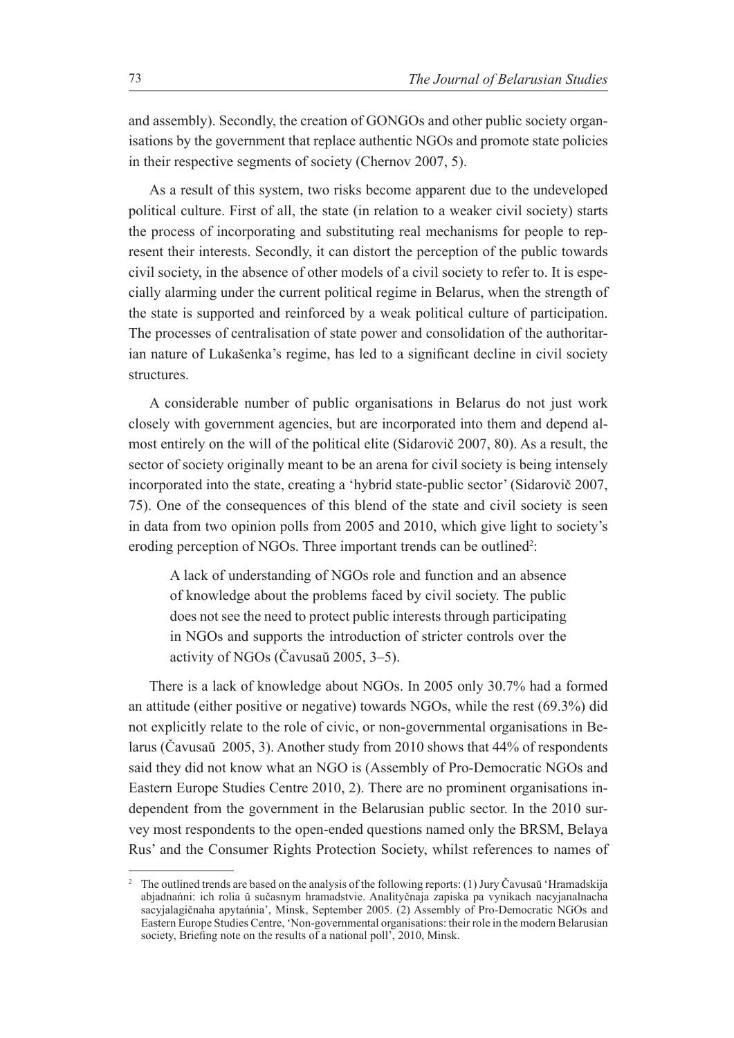and assembly). Secondly, the creation of GONGOs and other public society organisations by the government that replace authentic NGOs and promote state policies in their respective segments of society (Chernov 2007, 5).

As a result of this system, two risks become apparent due to the undeveloped political culture. First of all, the state (in relation to a weaker civil society) starts the process of incorporating and substituting real mechanisms for people to represent their interests. Secondly, it can distort the perception of the public towards civil society, in the absence of other models of a civil society to refer to. It is especially alarming under the current political regime in Belarus, when the strength of the state is supported and reinforced by a weak political culture of participation. The processes of centralisation of state power and consolidation of the authoritarian nature of Lukašenka's regime, has led to a significant decline in civil society structures.

A considerable number of public organisations in Belarus do not just work closely with government agencies, but are incorporated into them and depend almost entirely on the will of the political elite (Sidarovič 2007, 80). As a result, the sector of society originally meant to be an arena for civil society is being intensely incorporated into the state, creating a 'hybrid state-public sector' (Sidarovič 2007, 75). One of the consequences of this blend of the state and civil society is seen in data from two opinion polls from 2005 and 2010, which give light to society's eroding perception of NGOs. Three important trends can be outlined[2]:

> A lack of understanding of NGOs role and function and an absence of knowledge about the problems faced by civil society. The public does not see the need to protect public interests through participating in NGOs and supports the introduction of stricter controls over the activity of NGOs (Čavusaŭ 2005, 3–5).

There is a lack of knowledge about NGOs. In 2005 only 30.7% had a formed an attitude (either positive or negative) towards NGOs, while the rest (69.3%) did not explicitly relate to the role of civic, or non-governmental organisations in Belarus (Čavusaŭ 2005, 3). Another study from 2010 shows that 44% of respondents said they did not know what an NGO is (Assembly of Pro-Democratic NGOs and Eastern Europe Studies Centre 2010, 2). There are no prominent organisations independent from the government in the Belarusian public sector. In the 2010 survey most respondents to the open-ended questions named only the BRSM, Belaya Rus' and the Consumer Rights Protection Society, whilst references to names of

---

[2] The outlined trends are based on the analysis of the following reports: (1) Jury Čavusaŭ 'Hramadskija abjadnańni: ich rolia ŭ sučasnym hramadstvie. Analityčnaja zapiska pa vynikach nacyjanalnacha sacyjalagičnaha apytańnia', Minsk, September 2005. (2) Assembly of Pro-Democratic NGOs and Eastern Europe Studies Centre, 'Non-governmental organisations: their role in the modern Belarusian society, Briefing note on the results of a national poll', 2010, Minsk.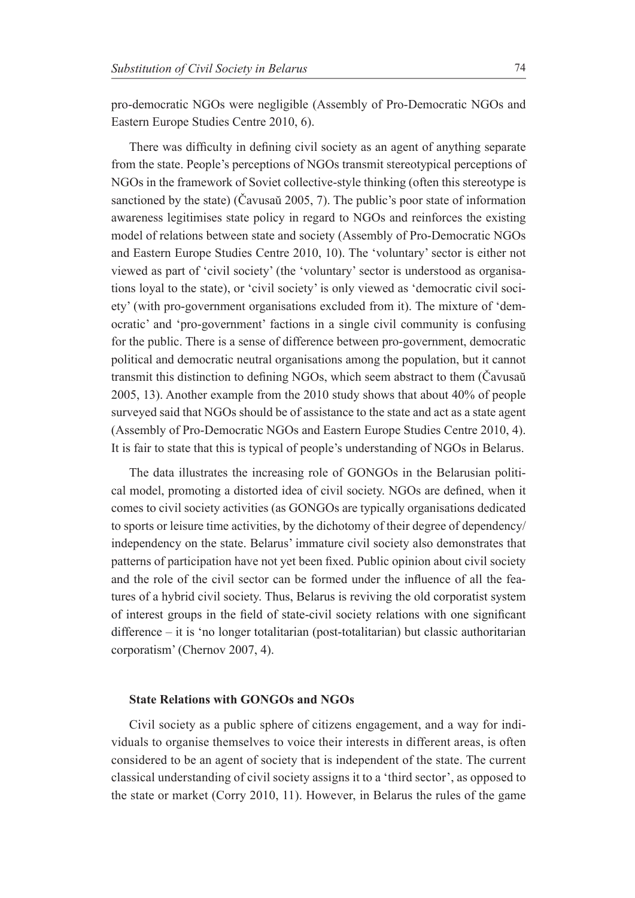pro-democratic NGOs were negligible (Assembly of Pro-Democratic NGOs and Eastern Europe Studies Centre 2010, 6).

There was difficulty in defining civil society as an agent of anything separate from the state. People's perceptions of NGOs transmit stereotypical perceptions of NGOs in the framework of Soviet collective-style thinking (often this stereotype is sanctioned by the state) (Čavusaŭ 2005, 7). The public's poor state of information awareness legitimises state policy in regard to NGOs and reinforces the existing model of relations between state and society (Assembly of Pro-Democratic NGOs and Eastern Europe Studies Centre 2010, 10). The 'voluntary' sector is either not viewed as part of 'civil society' (the 'voluntary' sector is understood as organisations loyal to the state), or 'civil society' is only viewed as 'democratic civil society' (with pro-government organisations excluded from it). The mixture of 'democratic' and 'pro-government' factions in a single civil community is confusing for the public. There is a sense of difference between pro-government, democratic political and democratic neutral organisations among the population, but it cannot transmit this distinction to defining NGOs, which seem abstract to them (Čavusaŭ 2005, 13). Another example from the 2010 study shows that about 40% of people surveyed said that NGOs should be of assistance to the state and act as a state agent (Assembly of Pro-Democratic NGOs and Eastern Europe Studies Centre 2010, 4). It is fair to state that this is typical of people's understanding of NGOs in Belarus.

The data illustrates the increasing role of GONGOs in the Belarusian political model, promoting a distorted idea of civil society. NGOs are defined, when it comes to civil society activities (as GONGOs are typically organisations dedicated to sports or leisure time activities, by the dichotomy of their degree of dependency/independency on the state. Belarus' immature civil society also demonstrates that patterns of participation have not yet been fixed. Public opinion about civil society and the role of the civil sector can be formed under the influence of all the features of a hybrid civil society. Thus, Belarus is reviving the old corporatist system of interest groups in the field of state-civil society relations with one significant difference – it is 'no longer totalitarian (post-totalitarian) but classic authoritarian corporatism' (Chernov 2007, 4).

### State Relations with GONGOs and NGOs

Civil society as a public sphere of citizens engagement, and a way for individuals to organise themselves to voice their interests in different areas, is often considered to be an agent of society that is independent of the state. The current classical understanding of civil society assigns it to a 'third sector', as opposed to the state or market (Corry 2010, 11). However, in Belarus the rules of the game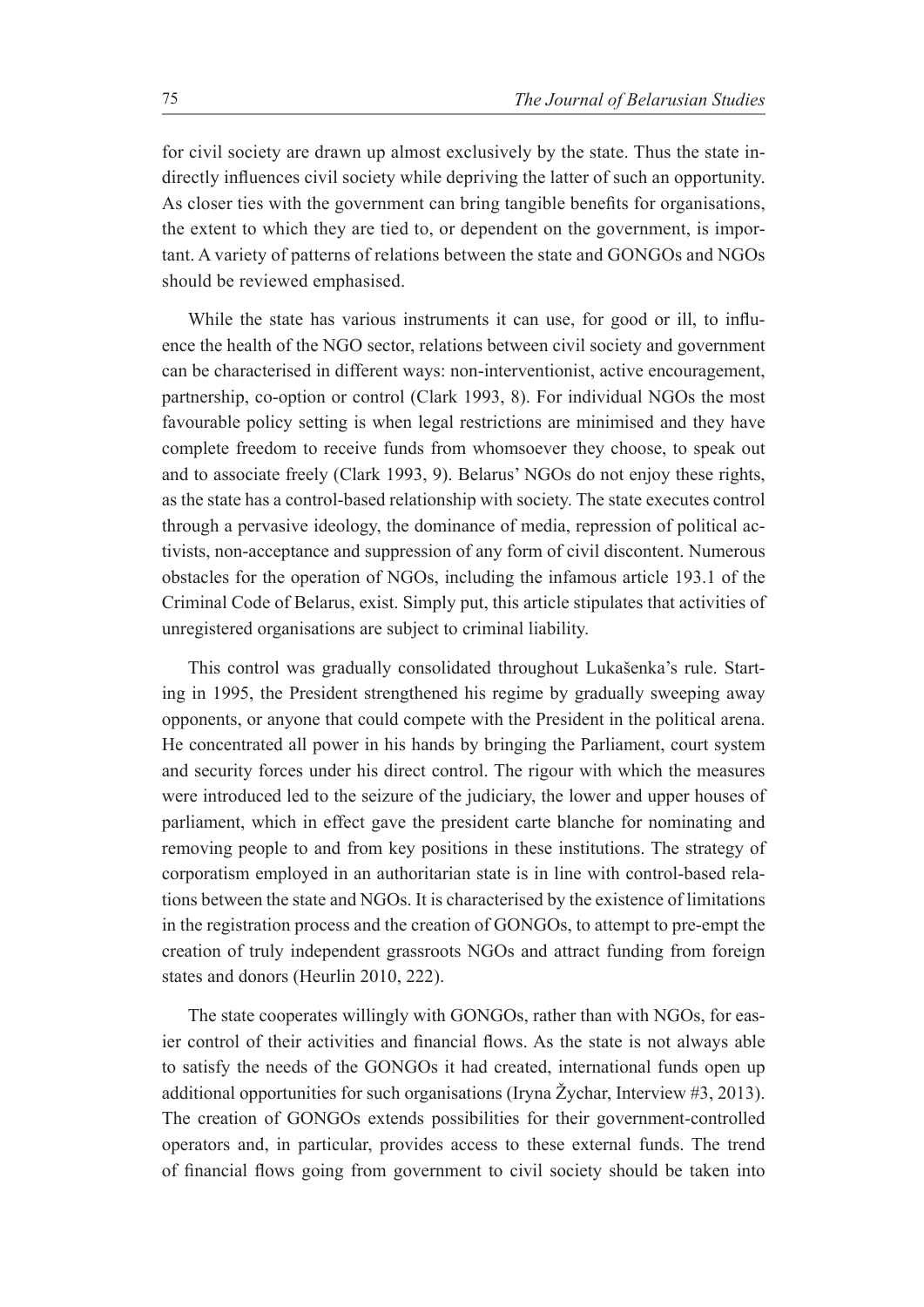for civil society are drawn up almost exclusively by the state. Thus the state indirectly influences civil society while depriving the latter of such an opportunity. As closer ties with the government can bring tangible benefits for organisations, the extent to which they are tied to, or dependent on the government, is important. A variety of patterns of relations between the state and GONGOs and NGOs should be reviewed emphasised.

While the state has various instruments it can use, for good or ill, to influence the health of the NGO sector, relations between civil society and government can be characterised in different ways: non-interventionist, active encouragement, partnership, co-option or control (Clark 1993, 8). For individual NGOs the most favourable policy setting is when legal restrictions are minimised and they have complete freedom to receive funds from whomsoever they choose, to speak out and to associate freely (Clark 1993, 9). Belarus' NGOs do not enjoy these rights, as the state has a control-based relationship with society. The state executes control through a pervasive ideology, the dominance of media, repression of political activists, non-acceptance and suppression of any form of civil discontent. Numerous obstacles for the operation of NGOs, including the infamous article 193.1 of the Criminal Code of Belarus, exist. Simply put, this article stipulates that activities of unregistered organisations are subject to criminal liability.

This control was gradually consolidated throughout Lukašenka's rule. Starting in 1995, the President strengthened his regime by gradually sweeping away opponents, or anyone that could compete with the President in the political arena. He concentrated all power in his hands by bringing the Parliament, court system and security forces under his direct control. The rigour with which the measures were introduced led to the seizure of the judiciary, the lower and upper houses of parliament, which in effect gave the president carte blanche for nominating and removing people to and from key positions in these institutions. The strategy of corporatism employed in an authoritarian state is in line with control-based relations between the state and NGOs. It is characterised by the existence of limitations in the registration process and the creation of GONGOs, to attempt to pre-empt the creation of truly independent grassroots NGOs and attract funding from foreign states and donors (Heurlin 2010, 222).

The state cooperates willingly with GONGOs, rather than with NGOs, for easier control of their activities and financial flows. As the state is not always able to satisfy the needs of the GONGOs it had created, international funds open up additional opportunities for such organisations (Iryna Žychar, Interview #3, 2013). The creation of GONGOs extends possibilities for their government-controlled operators and, in particular, provides access to these external funds. The trend of financial flows going from government to civil society should be taken into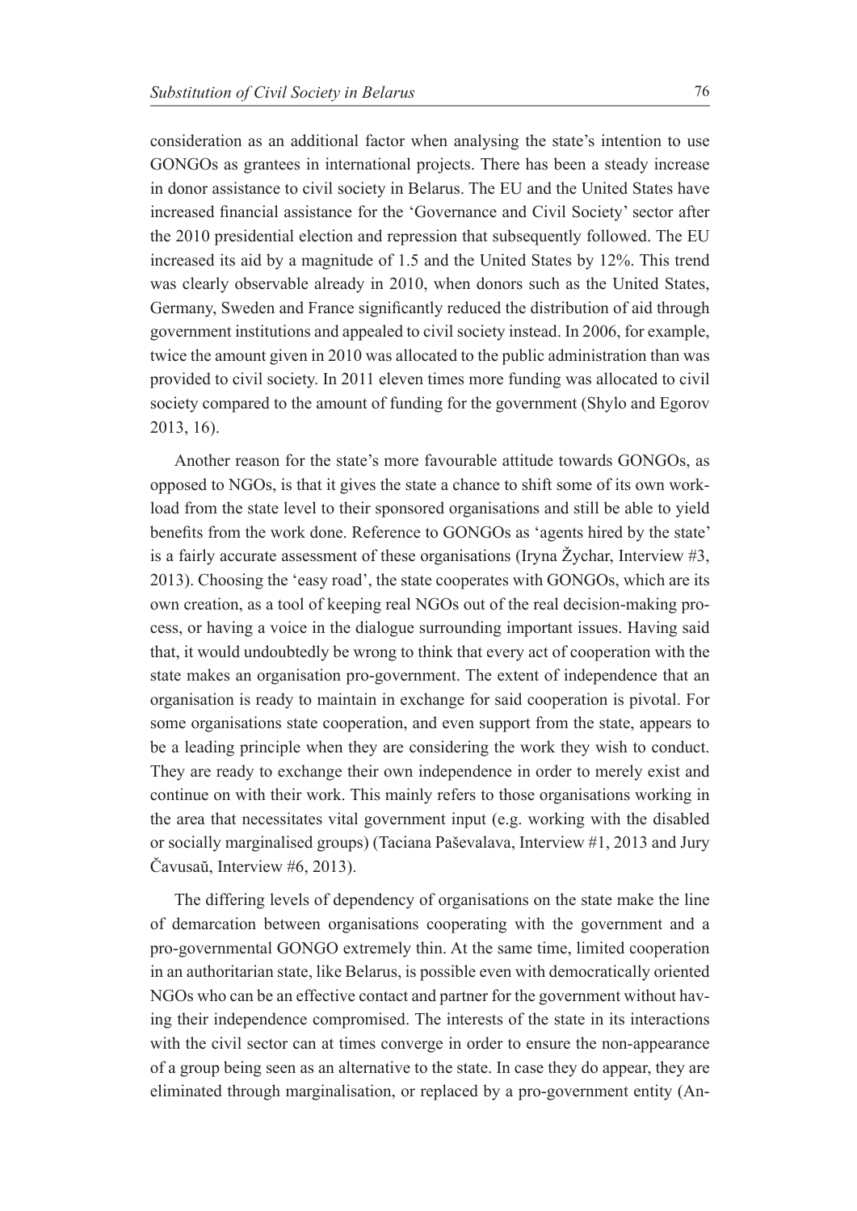consideration as an additional factor when analysing the state's intention to use GONGOs as grantees in international projects. There has been a steady increase in donor assistance to civil society in Belarus. The EU and the United States have increased financial assistance for the 'Governance and Civil Society' sector after the 2010 presidential election and repression that subsequently followed. The EU increased its aid by a magnitude of 1.5 and the United States by 12%. This trend was clearly observable already in 2010, when donors such as the United States, Germany, Sweden and France significantly reduced the distribution of aid through government institutions and appealed to civil society instead. In 2006, for example, twice the amount given in 2010 was allocated to the public administration than was provided to civil society. In 2011 eleven times more funding was allocated to civil society compared to the amount of funding for the government (Shylo and Egorov 2013, 16).

Another reason for the state's more favourable attitude towards GONGOs, as opposed to NGOs, is that it gives the state a chance to shift some of its own workload from the state level to their sponsored organisations and still be able to yield benefits from the work done. Reference to GONGOs as 'agents hired by the state' is a fairly accurate assessment of these organisations (Iryna Žychar, Interview #3, 2013). Choosing the 'easy road', the state cooperates with GONGOs, which are its own creation, as a tool of keeping real NGOs out of the real decision-making process, or having a voice in the dialogue surrounding important issues. Having said that, it would undoubtedly be wrong to think that every act of cooperation with the state makes an organisation pro-government. The extent of independence that an organisation is ready to maintain in exchange for said cooperation is pivotal. For some organisations state cooperation, and even support from the state, appears to be a leading principle when they are considering the work they wish to conduct. They are ready to exchange their own independence in order to merely exist and continue on with their work. This mainly refers to those organisations working in the area that necessitates vital government input (e.g. working with the disabled or socially marginalised groups) (Taciana Paševalava, Interview #1, 2013 and Jury Čavusaŭ, Interview #6, 2013).

The differing levels of dependency of organisations on the state make the line of demarcation between organisations cooperating with the government and a pro-governmental GONGO extremely thin. At the same time, limited cooperation in an authoritarian state, like Belarus, is possible even with democratically oriented NGOs who can be an effective contact and partner for the government without having their independence compromised. The interests of the state in its interactions with the civil sector can at times converge in order to ensure the non-appearance of a group being seen as an alternative to the state. In case they do appear, they are eliminated through marginalisation, or replaced by a pro-government entity (An-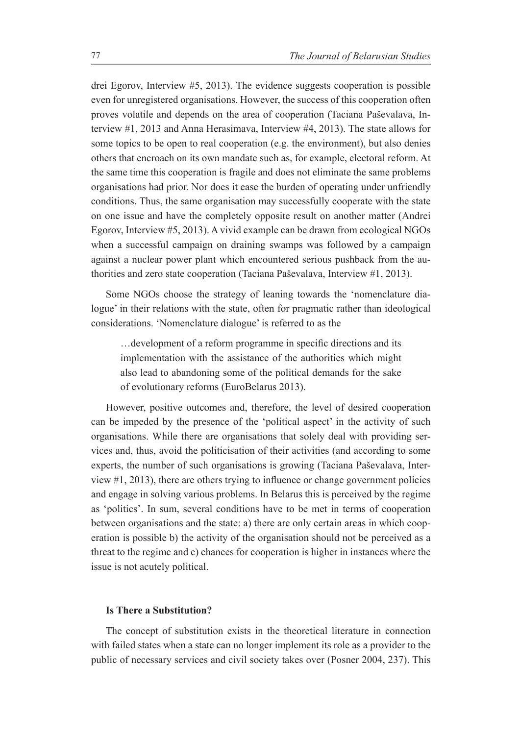drei Egorov, Interview #5, 2013). The evidence suggests cooperation is possible even for unregistered organisations. However, the success of this cooperation often proves volatile and depends on the area of cooperation (Taciana Paševalava, Interview #1, 2013 and Anna Herasimava, Interview #4, 2013). The state allows for some topics to be open to real cooperation (e.g. the environment), but also denies others that encroach on its own mandate such as, for example, electoral reform. At the same time this cooperation is fragile and does not eliminate the same problems organisations had prior. Nor does it ease the burden of operating under unfriendly conditions. Thus, the same organisation may successfully cooperate with the state on one issue and have the completely opposite result on another matter (Andrei Egorov, Interview #5, 2013). A vivid example can be drawn from ecological NGOs when a successful campaign on draining swamps was followed by a campaign against a nuclear power plant which encountered serious pushback from the authorities and zero state cooperation (Taciana Paševalava, Interview #1, 2013).

Some NGOs choose the strategy of leaning towards the 'nomenclature dialogue' in their relations with the state, often for pragmatic rather than ideological considerations. 'Nomenclature dialogue' is referred to as the

> …development of a reform programme in specific directions and its implementation with the assistance of the authorities which might also lead to abandoning some of the political demands for the sake of evolutionary reforms (EuroBelarus 2013).

However, positive outcomes and, therefore, the level of desired cooperation can be impeded by the presence of the 'political aspect' in the activity of such organisations. While there are organisations that solely deal with providing services and, thus, avoid the politicisation of their activities (and according to some experts, the number of such organisations is growing (Taciana Paševalava, Interview #1, 2013), there are others trying to influence or change government policies and engage in solving various problems. In Belarus this is perceived by the regime as 'politics'. In sum, several conditions have to be met in terms of cooperation between organisations and the state: a) there are only certain areas in which cooperation is possible b) the activity of the organisation should not be perceived as a threat to the regime and c) chances for cooperation is higher in instances where the issue is not acutely political.

### Is There a Substitution?

The concept of substitution exists in the theoretical literature in connection with failed states when a state can no longer implement its role as a provider to the public of necessary services and civil society takes over (Posner 2004, 237). This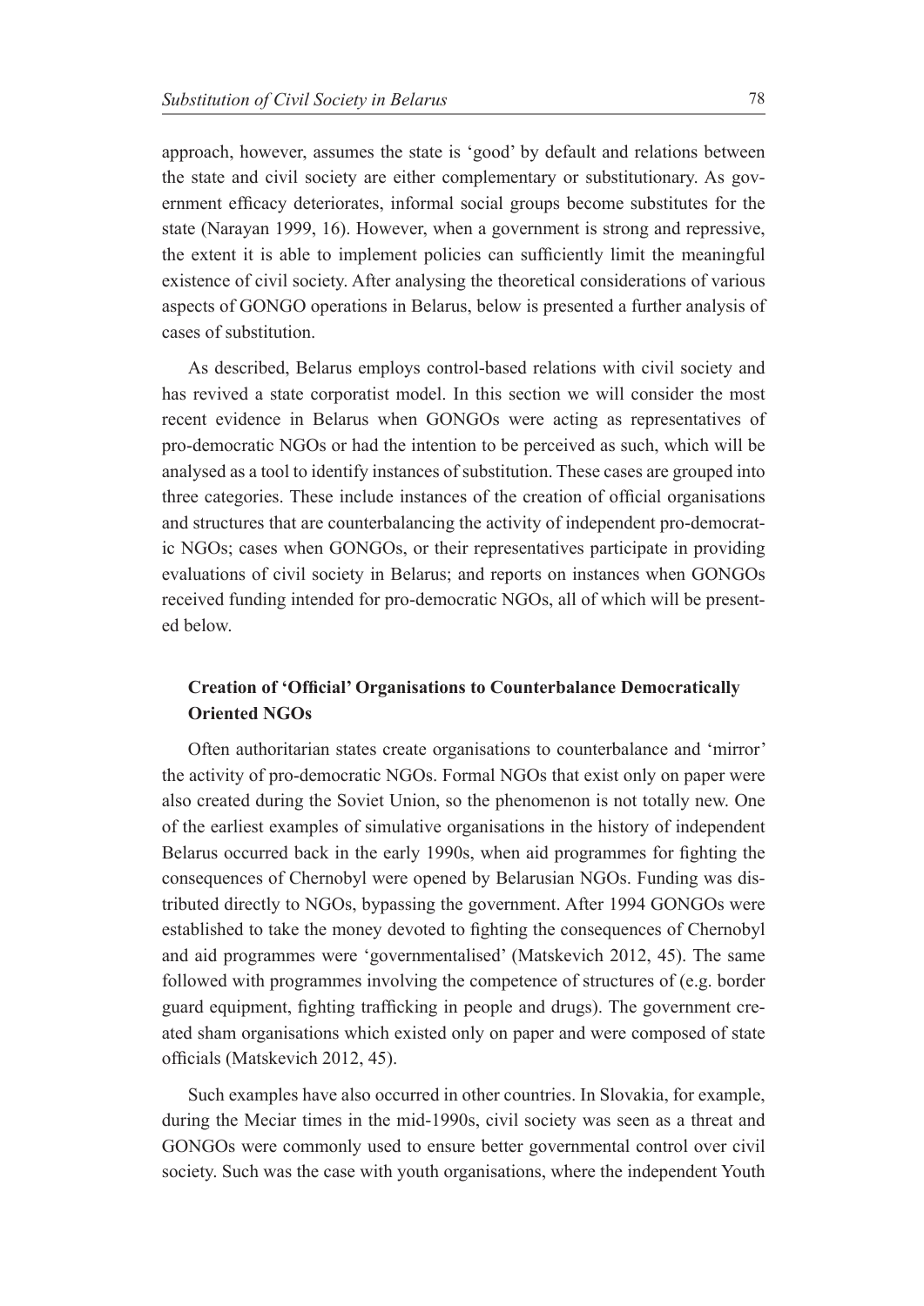approach, however, assumes the state is 'good' by default and relations between the state and civil society are either complementary or substitutionary. As government efficacy deteriorates, informal social groups become substitutes for the state (Narayan 1999, 16). However, when a government is strong and repressive, the extent it is able to implement policies can sufficiently limit the meaningful existence of civil society. After analysing the theoretical considerations of various aspects of GONGO operations in Belarus, below is presented a further analysis of cases of substitution.

As described, Belarus employs control-based relations with civil society and has revived a state corporatist model. In this section we will consider the most recent evidence in Belarus when GONGOs were acting as representatives of pro-democratic NGOs or had the intention to be perceived as such, which will be analysed as a tool to identify instances of substitution. These cases are grouped into three categories. These include instances of the creation of official organisations and structures that are counterbalancing the activity of independent pro-democratic NGOs; cases when GONGOs, or their representatives participate in providing evaluations of civil society in Belarus; and reports on instances when GONGOs received funding intended for pro-democratic NGOs, all of which will be presented below.

### Creation of 'Official' Organisations to Counterbalance Democratically Oriented NGOs

Often authoritarian states create organisations to counterbalance and 'mirror' the activity of pro-democratic NGOs. Formal NGOs that exist only on paper were also created during the Soviet Union, so the phenomenon is not totally new. One of the earliest examples of simulative organisations in the history of independent Belarus occurred back in the early 1990s, when aid programmes for fighting the consequences of Chernobyl were opened by Belarusian NGOs. Funding was distributed directly to NGOs, bypassing the government. After 1994 GONGOs were established to take the money devoted to fighting the consequences of Chernobyl and aid programmes were 'governmentalised' (Matskevich 2012, 45). The same followed with programmes involving the competence of structures of (e.g. border guard equipment, fighting trafficking in people and drugs). The government created sham organisations which existed only on paper and were composed of state officials (Matskevich 2012, 45).

Such examples have also occurred in other countries. In Slovakia, for example, during the Meciar times in the mid-1990s, civil society was seen as a threat and GONGOs were commonly used to ensure better governmental control over civil society. Such was the case with youth organisations, where the independent Youth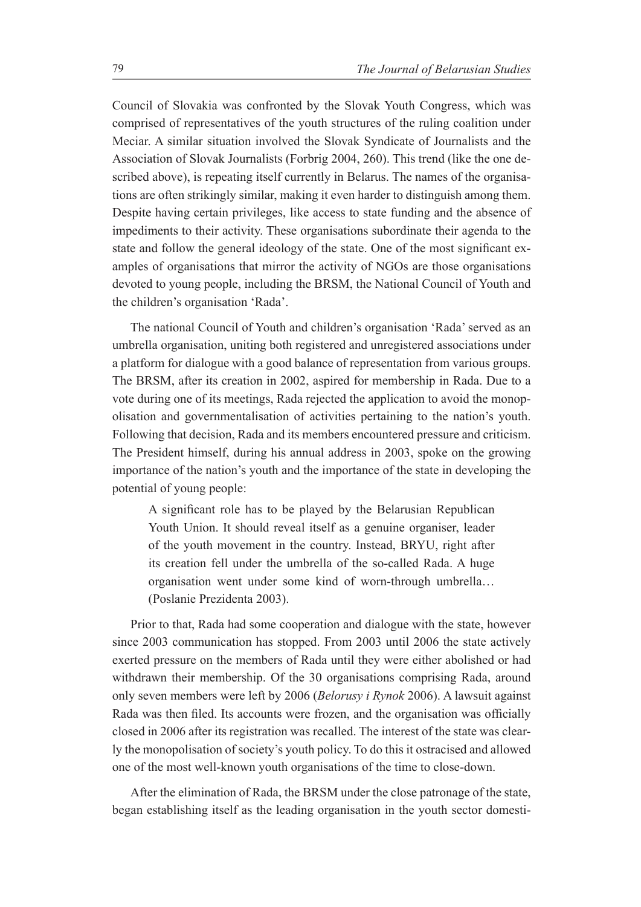Council of Slovakia was confronted by the Slovak Youth Congress, which was comprised of representatives of the youth structures of the ruling coalition under Meciar. A similar situation involved the Slovak Syndicate of Journalists and the Association of Slovak Journalists (Forbrig 2004, 260). This trend (like the one described above), is repeating itself currently in Belarus. The names of the organisations are often strikingly similar, making it even harder to distinguish among them. Despite having certain privileges, like access to state funding and the absence of impediments to their activity. These organisations subordinate their agenda to the state and follow the general ideology of the state. One of the most significant examples of organisations that mirror the activity of NGOs are those organisations devoted to young people, including the BRSM, the National Council of Youth and the children's organisation 'Rada'.

The national Council of Youth and children's organisation 'Rada' served as an umbrella organisation, uniting both registered and unregistered associations under a platform for dialogue with a good balance of representation from various groups. The BRSM, after its creation in 2002, aspired for membership in Rada. Due to a vote during one of its meetings, Rada rejected the application to avoid the monopolisation and governmentalisation of activities pertaining to the nation's youth. Following that decision, Rada and its members encountered pressure and criticism. The President himself, during his annual address in 2003, spoke on the growing importance of the nation's youth and the importance of the state in developing the potential of young people:

> A significant role has to be played by the Belarusian Republican Youth Union. It should reveal itself as a genuine organiser, leader of the youth movement in the country. Instead, BRYU, right after its creation fell under the umbrella of the so-called Rada. A huge organisation went under some kind of worn-through umbrella… (Poslanie Prezidenta 2003).

Prior to that, Rada had some cooperation and dialogue with the state, however since 2003 communication has stopped. From 2003 until 2006 the state actively exerted pressure on the members of Rada until they were either abolished or had withdrawn their membership. Of the 30 organisations comprising Rada, around only seven members were left by 2006 (*Belorusy i Rynok* 2006). A lawsuit against Rada was then filed. Its accounts were frozen, and the organisation was officially closed in 2006 after its registration was recalled. The interest of the state was clearly the monopolisation of society's youth policy. To do this it ostracised and allowed one of the most well-known youth organisations of the time to close-down.

After the elimination of Rada, the BRSM under the close patronage of the state, began establishing itself as the leading organisation in the youth sector domesti-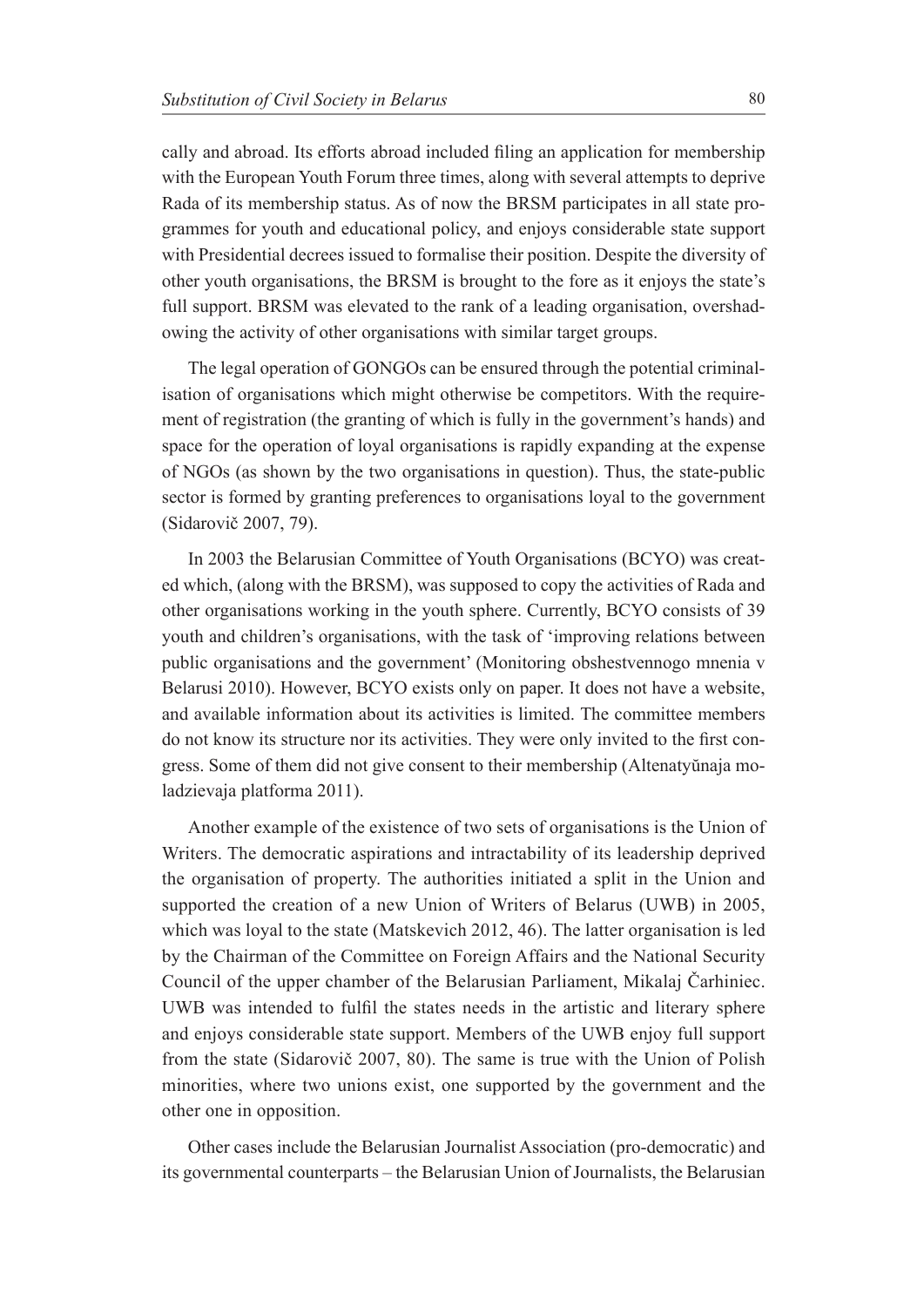cally and abroad. Its efforts abroad included filing an application for membership with the European Youth Forum three times, along with several attempts to deprive Rada of its membership status. As of now the BRSM participates in all state programmes for youth and educational policy, and enjoys considerable state support with Presidential decrees issued to formalise their position. Despite the diversity of other youth organisations, the BRSM is brought to the fore as it enjoys the state's full support. BRSM was elevated to the rank of a leading organisation, overshadowing the activity of other organisations with similar target groups.

The legal operation of GONGOs can be ensured through the potential criminalisation of organisations which might otherwise be competitors. With the requirement of registration (the granting of which is fully in the government's hands) and space for the operation of loyal organisations is rapidly expanding at the expense of NGOs (as shown by the two organisations in question). Thus, the state-public sector is formed by granting preferences to organisations loyal to the government (Sidarovič 2007, 79).

In 2003 the Belarusian Committee of Youth Organisations (BCYO) was created which, (along with the BRSM), was supposed to copy the activities of Rada and other organisations working in the youth sphere. Currently, BCYO consists of 39 youth and children's organisations, with the task of 'improving relations between public organisations and the government' (Monitoring obshestvennogo mnenia v Belarusi 2010). However, BCYO exists only on paper. It does not have a website, and available information about its activities is limited. The committee members do not know its structure nor its activities. They were only invited to the first congress. Some of them did not give consent to their membership (Altenatyŭnaja moladzievaja platforma 2011).

Another example of the existence of two sets of organisations is the Union of Writers. The democratic aspirations and intractability of its leadership deprived the organisation of property. The authorities initiated a split in the Union and supported the creation of a new Union of Writers of Belarus (UWB) in 2005, which was loyal to the state (Matskevich 2012, 46). The latter organisation is led by the Chairman of the Committee on Foreign Affairs and the National Security Council of the upper chamber of the Belarusian Parliament, Mikalaj Čarhiniec. UWB was intended to fulfil the states needs in the artistic and literary sphere and enjoys considerable state support. Members of the UWB enjoy full support from the state (Sidarovič 2007, 80). The same is true with the Union of Polish minorities, where two unions exist, one supported by the government and the other one in opposition.

Other cases include the Belarusian Journalist Association (pro-democratic) and its governmental counterparts – the Belarusian Union of Journalists, the Belarusian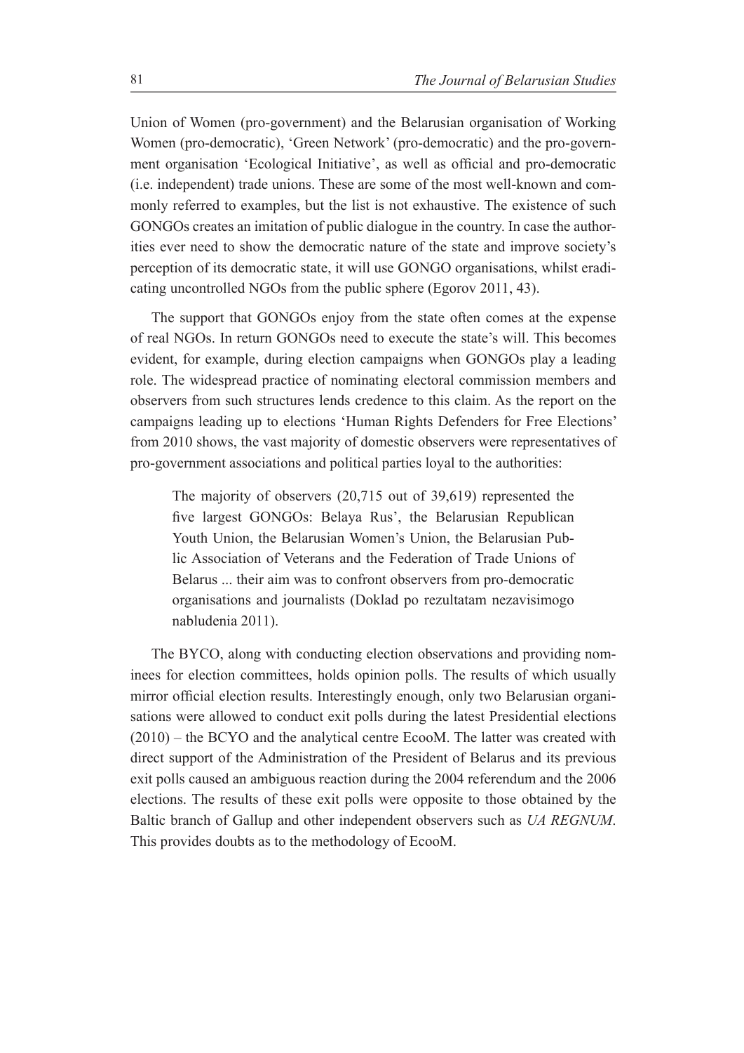Union of Women (pro-government) and the Belarusian organisation of Working Women (pro-democratic), 'Green Network' (pro-democratic) and the pro-government organisation 'Ecological Initiative', as well as official and pro-democratic (i.e. independent) trade unions. These are some of the most well-known and commonly referred to examples, but the list is not exhaustive. The existence of such GONGOs creates an imitation of public dialogue in the country. In case the authorities ever need to show the democratic nature of the state and improve society's perception of its democratic state, it will use GONGO organisations, whilst eradicating uncontrolled NGOs from the public sphere (Egorov 2011, 43).

The support that GONGOs enjoy from the state often comes at the expense of real NGOs. In return GONGOs need to execute the state's will. This becomes evident, for example, during election campaigns when GONGOs play a leading role. The widespread practice of nominating electoral commission members and observers from such structures lends credence to this claim. As the report on the campaigns leading up to elections 'Human Rights Defenders for Free Elections' from 2010 shows, the vast majority of domestic observers were representatives of pro-government associations and political parties loyal to the authorities:

> The majority of observers (20,715 out of 39,619) represented the five largest GONGOs: Belaya Rus', the Belarusian Republican Youth Union, the Belarusian Women's Union, the Belarusian Public Association of Veterans and the Federation of Trade Unions of Belarus ... their aim was to confront observers from pro-democratic organisations and journalists (Doklad po rezultatam nezavisimogo nabludenia 2011).

The BYCO, along with conducting election observations and providing nominees for election committees, holds opinion polls. The results of which usually mirror official election results. Interestingly enough, only two Belarusian organisations were allowed to conduct exit polls during the latest Presidential elections (2010) – the BCYO and the analytical centre EcooM. The latter was created with direct support of the Administration of the President of Belarus and its previous exit polls caused an ambiguous reaction during the 2004 referendum and the 2006 elections. The results of these exit polls were opposite to those obtained by the Baltic branch of Gallup and other independent observers such as *UA REGNUM*. This provides doubts as to the methodology of EcooM.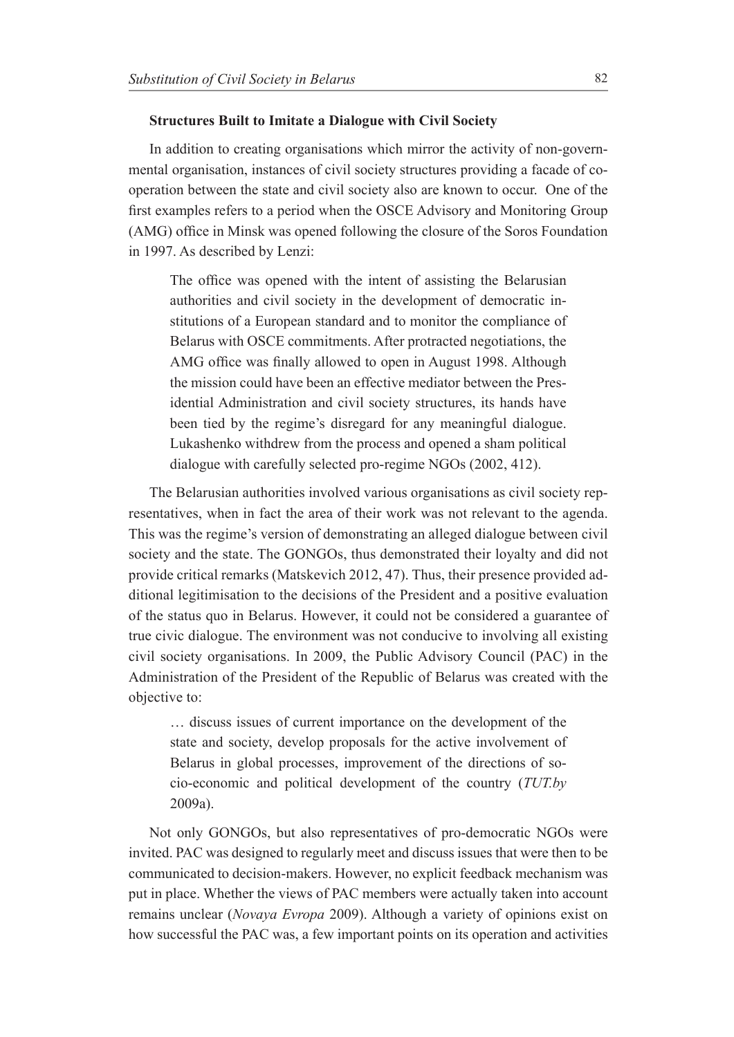**Structures Built to Imitate a Dialogue with Civil Society**

In addition to creating organisations which mirror the activity of non-governmental organisation, instances of civil society structures providing a facade of co-operation between the state and civil society also are known to occur. One of the first examples refers to a period when the OSCE Advisory and Monitoring Group (AMG) office in Minsk was opened following the closure of the Soros Foundation in 1997. As described by Lenzi:

> The office was opened with the intent of assisting the Belarusian authorities and civil society in the development of democratic institutions of a European standard and to monitor the compliance of Belarus with OSCE commitments. After protracted negotiations, the AMG office was finally allowed to open in August 1998. Although the mission could have been an effective mediator between the Presidential Administration and civil society structures, its hands have been tied by the regime's disregard for any meaningful dialogue. Lukashenko withdrew from the process and opened a sham political dialogue with carefully selected pro-regime NGOs (2002, 412).

The Belarusian authorities involved various organisations as civil society representatives, when in fact the area of their work was not relevant to the agenda. This was the regime's version of demonstrating an alleged dialogue between civil society and the state. The GONGOs, thus demonstrated their loyalty and did not provide critical remarks (Matskevich 2012, 47). Thus, their presence provided additional legitimisation to the decisions of the President and a positive evaluation of the status quo in Belarus. However, it could not be considered a guarantee of true civic dialogue. The environment was not conducive to involving all existing civil society organisations. In 2009, the Public Advisory Council (PAC) in the Administration of the President of the Republic of Belarus was created with the objective to:

> … discuss issues of current importance on the development of the state and society, develop proposals for the active involvement of Belarus in global processes, improvement of the directions of socio-economic and political development of the country (*TUT.by* 2009a).

Not only GONGOs, but also representatives of pro-democratic NGOs were invited. PAC was designed to regularly meet and discuss issues that were then to be communicated to decision-makers. However, no explicit feedback mechanism was put in place. Whether the views of PAC members were actually taken into account remains unclear (*Novaya Evropa* 2009). Although a variety of opinions exist on how successful the PAC was, a few important points on its operation and activities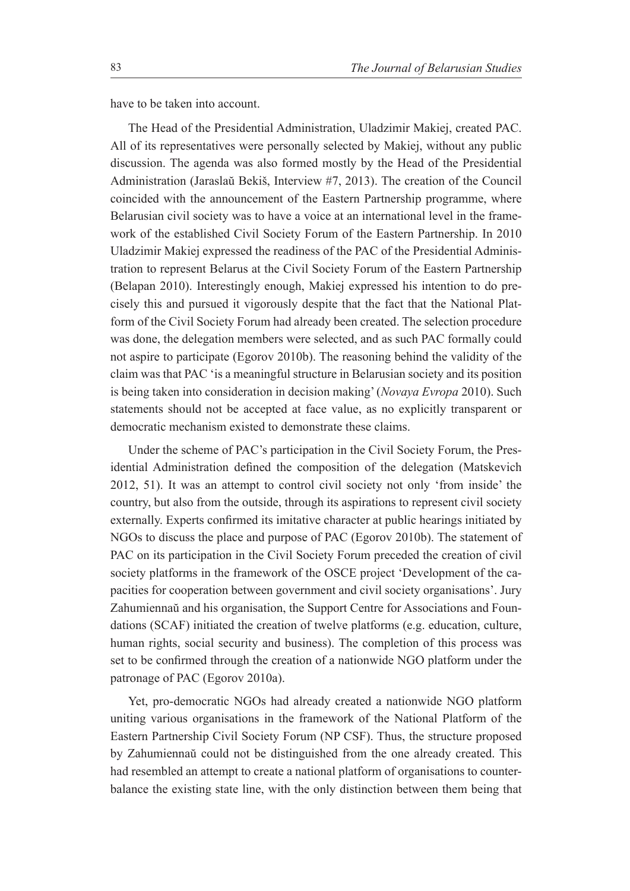have to be taken into account.

The Head of the Presidential Administration, Uladzimir Makiej, created PAC. All of its representatives were personally selected by Makiej, without any public discussion. The agenda was also formed mostly by the Head of the Presidential Administration (Jaraslaŭ Bekiš, Interview #7, 2013). The creation of the Council coincided with the announcement of the Eastern Partnership programme, where Belarusian civil society was to have a voice at an international level in the framework of the established Civil Society Forum of the Eastern Partnership. In 2010 Uladzimir Makiej expressed the readiness of the PAC of the Presidential Administration to represent Belarus at the Civil Society Forum of the Eastern Partnership (Belapan 2010). Interestingly enough, Makiej expressed his intention to do precisely this and pursued it vigorously despite that the fact that the National Platform of the Civil Society Forum had already been created. The selection procedure was done, the delegation members were selected, and as such PAC formally could not aspire to participate (Egorov 2010b). The reasoning behind the validity of the claim was that PAC 'is a meaningful structure in Belarusian society and its position is being taken into consideration in decision making' (*Novaya Evropa* 2010). Such statements should not be accepted at face value, as no explicitly transparent or democratic mechanism existed to demonstrate these claims.

Under the scheme of PAC's participation in the Civil Society Forum, the Presidential Administration defined the composition of the delegation (Matskevich 2012, 51). It was an attempt to control civil society not only 'from inside' the country, but also from the outside, through its aspirations to represent civil society externally. Experts confirmed its imitative character at public hearings initiated by NGOs to discuss the place and purpose of PAC (Egorov 2010b). The statement of PAC on its participation in the Civil Society Forum preceded the creation of civil society platforms in the framework of the OSCE project 'Development of the capacities for cooperation between government and civil society organisations'. Jury Zahumiennaŭ and his organisation, the Support Centre for Associations and Foundations (SCAF) initiated the creation of twelve platforms (e.g. education, culture, human rights, social security and business). The completion of this process was set to be confirmed through the creation of a nationwide NGO platform under the patronage of PAC (Egorov 2010a).

Yet, pro-democratic NGOs had already created a nationwide NGO platform uniting various organisations in the framework of the National Platform of the Eastern Partnership Civil Society Forum (NP CSF). Thus, the structure proposed by Zahumiennaŭ could not be distinguished from the one already created. This had resembled an attempt to create a national platform of organisations to counterbalance the existing state line, with the only distinction between them being that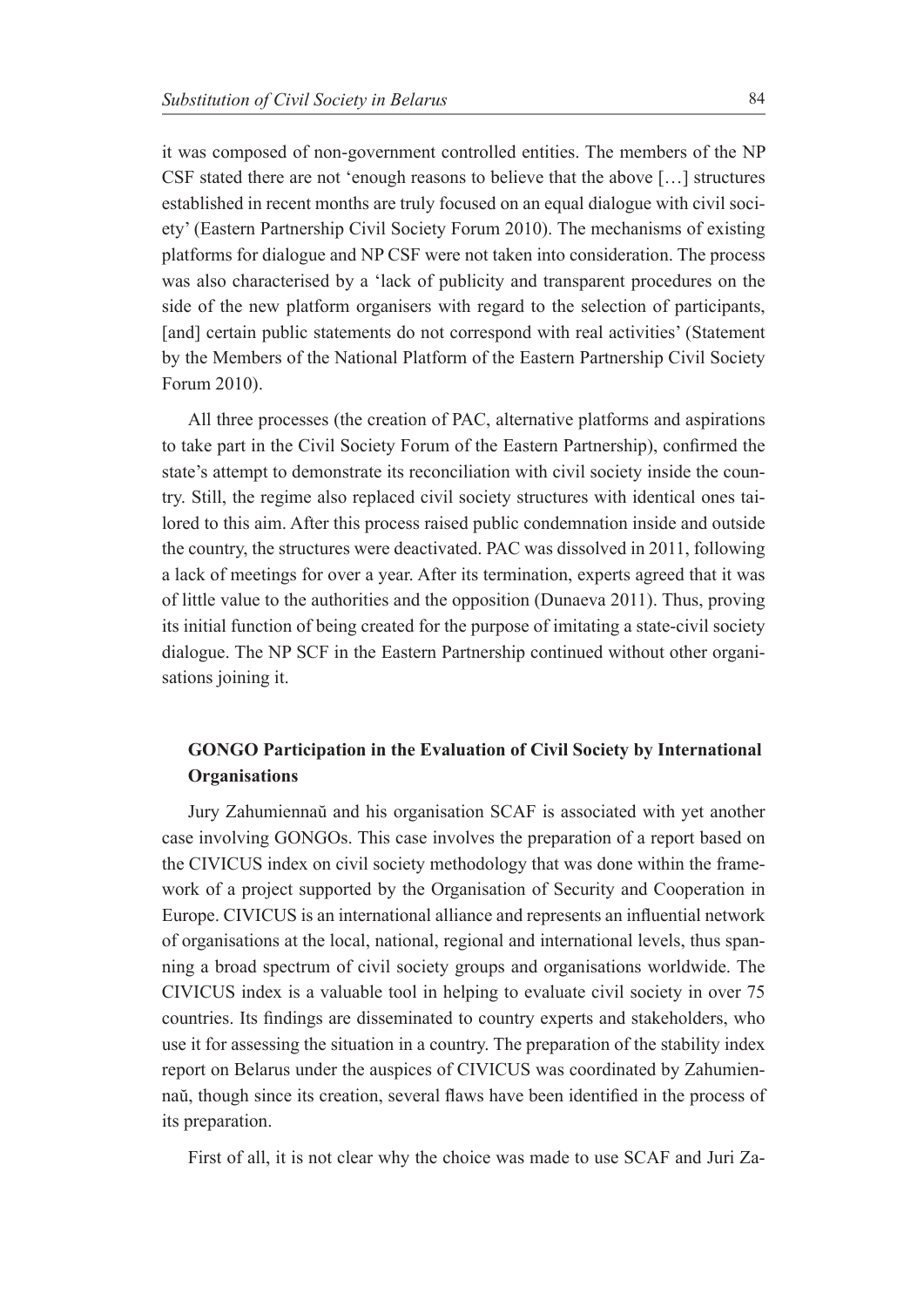it was composed of non-government controlled entities. The members of the NP CSF stated there are not 'enough reasons to believe that the above […] structures established in recent months are truly focused on an equal dialogue with civil society' (Eastern Partnership Civil Society Forum 2010). The mechanisms of existing platforms for dialogue and NP CSF were not taken into consideration. The process was also characterised by a 'lack of publicity and transparent procedures on the side of the new platform organisers with regard to the selection of participants, [and] certain public statements do not correspond with real activities' (Statement by the Members of the National Platform of the Eastern Partnership Civil Society Forum 2010).

All three processes (the creation of PAC, alternative platforms and aspirations to take part in the Civil Society Forum of the Eastern Partnership), confirmed the state's attempt to demonstrate its reconciliation with civil society inside the country. Still, the regime also replaced civil society structures with identical ones tailored to this aim. After this process raised public condemnation inside and outside the country, the structures were deactivated. PAC was dissolved in 2011, following a lack of meetings for over a year. After its termination, experts agreed that it was of little value to the authorities and the opposition (Dunaeva 2011). Thus, proving its initial function of being created for the purpose of imitating a state-civil society dialogue. The NP SCF in the Eastern Partnership continued without other organisations joining it.

## GONGO Participation in the Evaluation of Civil Society by International Organisations

Jury Zahumiennaŭ and his organisation SCAF is associated with yet another case involving GONGOs. This case involves the preparation of a report based on the CIVICUS index on civil society methodology that was done within the framework of a project supported by the Organisation of Security and Cooperation in Europe. CIVICUS is an international alliance and represents an influential network of organisations at the local, national, regional and international levels, thus spanning a broad spectrum of civil society groups and organisations worldwide. The CIVICUS index is a valuable tool in helping to evaluate civil society in over 75 countries. Its findings are disseminated to country experts and stakeholders, who use it for assessing the situation in a country. The preparation of the stability index report on Belarus under the auspices of CIVICUS was coordinated by Zahumiennaŭ, though since its creation, several flaws have been identified in the process of its preparation.

First of all, it is not clear why the choice was made to use SCAF and Juri Za-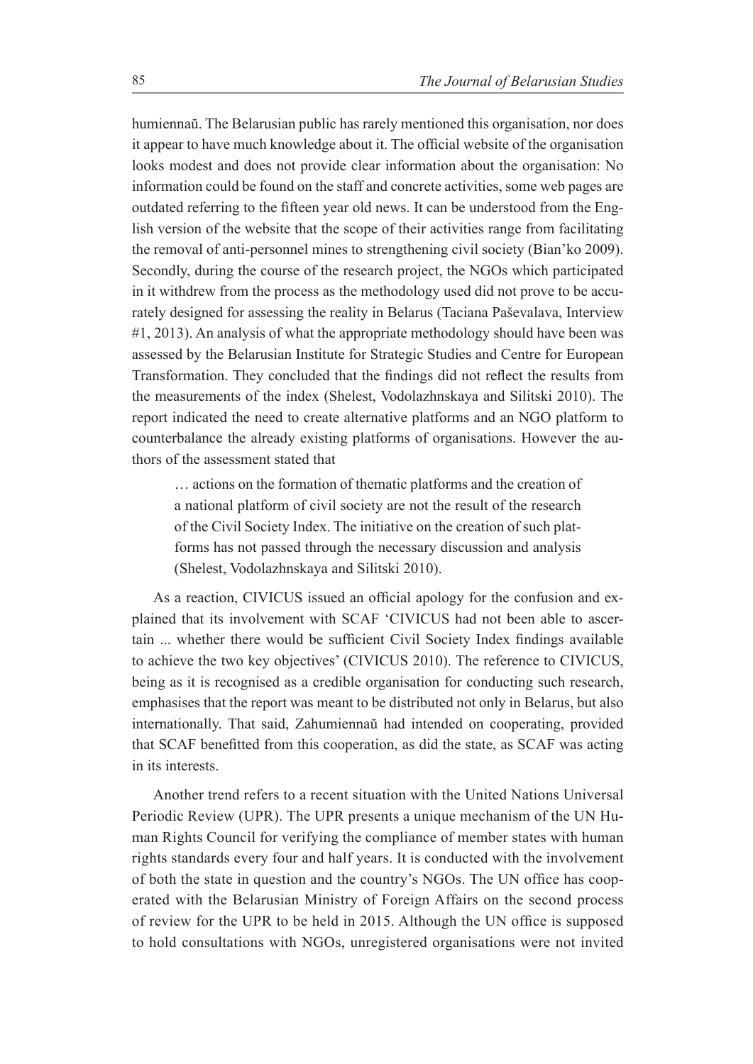humiennaŭ. The Belarusian public has rarely mentioned this organisation, nor does it appear to have much knowledge about it. The official website of the organisation looks modest and does not provide clear information about the organisation: No information could be found on the staff and concrete activities, some web pages are outdated referring to the fifteen year old news. It can be understood from the English version of the website that the scope of their activities range from facilitating the removal of anti-personnel mines to strengthening civil society (Bian'ko 2009). Secondly, during the course of the research project, the NGOs which participated in it withdrew from the process as the methodology used did not prove to be accurately designed for assessing the reality in Belarus (Taciana Paševalava, Interview #1, 2013). An analysis of what the appropriate methodology should have been was assessed by the Belarusian Institute for Strategic Studies and Centre for European Transformation. They concluded that the findings did not reflect the results from the measurements of the index (Shelest, Vodolazhnskaya and Silitski 2010). The report indicated the need to create alternative platforms and an NGO platform to counterbalance the already existing platforms of organisations. However the authors of the assessment stated that

> … actions on the formation of thematic platforms and the creation of a national platform of civil society are not the result of the research of the Civil Society Index. The initiative on the creation of such platforms has not passed through the necessary discussion and analysis (Shelest, Vodolazhnskaya and Silitski 2010).

As a reaction, CIVICUS issued an official apology for the confusion and explained that its involvement with SCAF 'CIVICUS had not been able to ascertain ... whether there would be sufficient Civil Society Index findings available to achieve the two key objectives' (CIVICUS 2010). The reference to CIVICUS, being as it is recognised as a credible organisation for conducting such research, emphasises that the report was meant to be distributed not only in Belarus, but also internationally. That said, Zahumiennaŭ had intended on cooperating, provided that SCAF benefitted from this cooperation, as did the state, as SCAF was acting in its interests.

Another trend refers to a recent situation with the United Nations Universal Periodic Review (UPR). The UPR presents a unique mechanism of the UN Human Rights Council for verifying the compliance of member states with human rights standards every four and half years. It is conducted with the involvement of both the state in question and the country's NGOs. The UN office has cooperated with the Belarusian Ministry of Foreign Affairs on the second process of review for the UPR to be held in 2015. Although the UN office is supposed to hold consultations with NGOs, unregistered organisations were not invited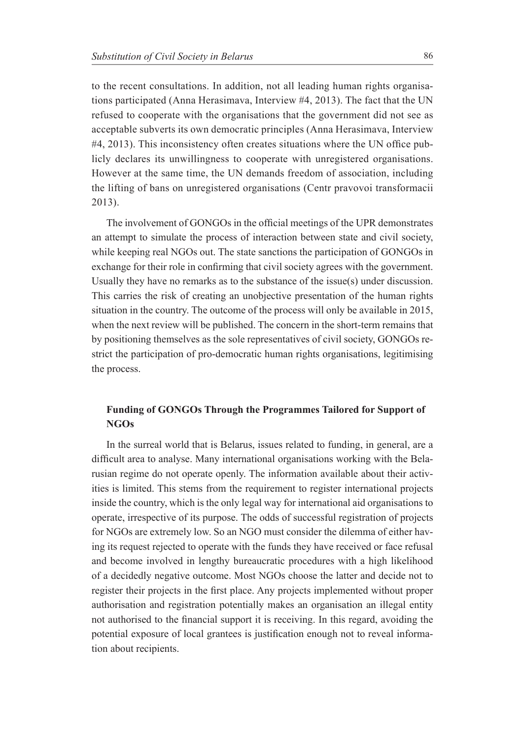to the recent consultations. In addition, not all leading human rights organisations participated (Anna Herasimava, Interview #4, 2013). The fact that the UN refused to cooperate with the organisations that the government did not see as acceptable subverts its own democratic principles (Anna Herasimava, Interview #4, 2013). This inconsistency often creates situations where the UN office publicly declares its unwillingness to cooperate with unregistered organisations. However at the same time, the UN demands freedom of association, including the lifting of bans on unregistered organisations (Centr pravovoi transformacii 2013).

The involvement of GONGOs in the official meetings of the UPR demonstrates an attempt to simulate the process of interaction between state and civil society, while keeping real NGOs out. The state sanctions the participation of GONGOs in exchange for their role in confirming that civil society agrees with the government. Usually they have no remarks as to the substance of the issue(s) under discussion. This carries the risk of creating an unobjective presentation of the human rights situation in the country. The outcome of the process will only be available in 2015, when the next review will be published. The concern in the short-term remains that by positioning themselves as the sole representatives of civil society, GONGOs restrict the participation of pro-democratic human rights organisations, legitimising the process.

### Funding of GONGOs Through the Programmes Tailored for Support of NGOs

In the surreal world that is Belarus, issues related to funding, in general, are a difficult area to analyse. Many international organisations working with the Belarusian regime do not operate openly. The information available about their activities is limited. This stems from the requirement to register international projects inside the country, which is the only legal way for international aid organisations to operate, irrespective of its purpose. The odds of successful registration of projects for NGOs are extremely low. So an NGO must consider the dilemma of either having its request rejected to operate with the funds they have received or face refusal and become involved in lengthy bureaucratic procedures with a high likelihood of a decidedly negative outcome. Most NGOs choose the latter and decide not to register their projects in the first place. Any projects implemented without proper authorisation and registration potentially makes an organisation an illegal entity not authorised to the financial support it is receiving. In this regard, avoiding the potential exposure of local grantees is justification enough not to reveal information about recipients.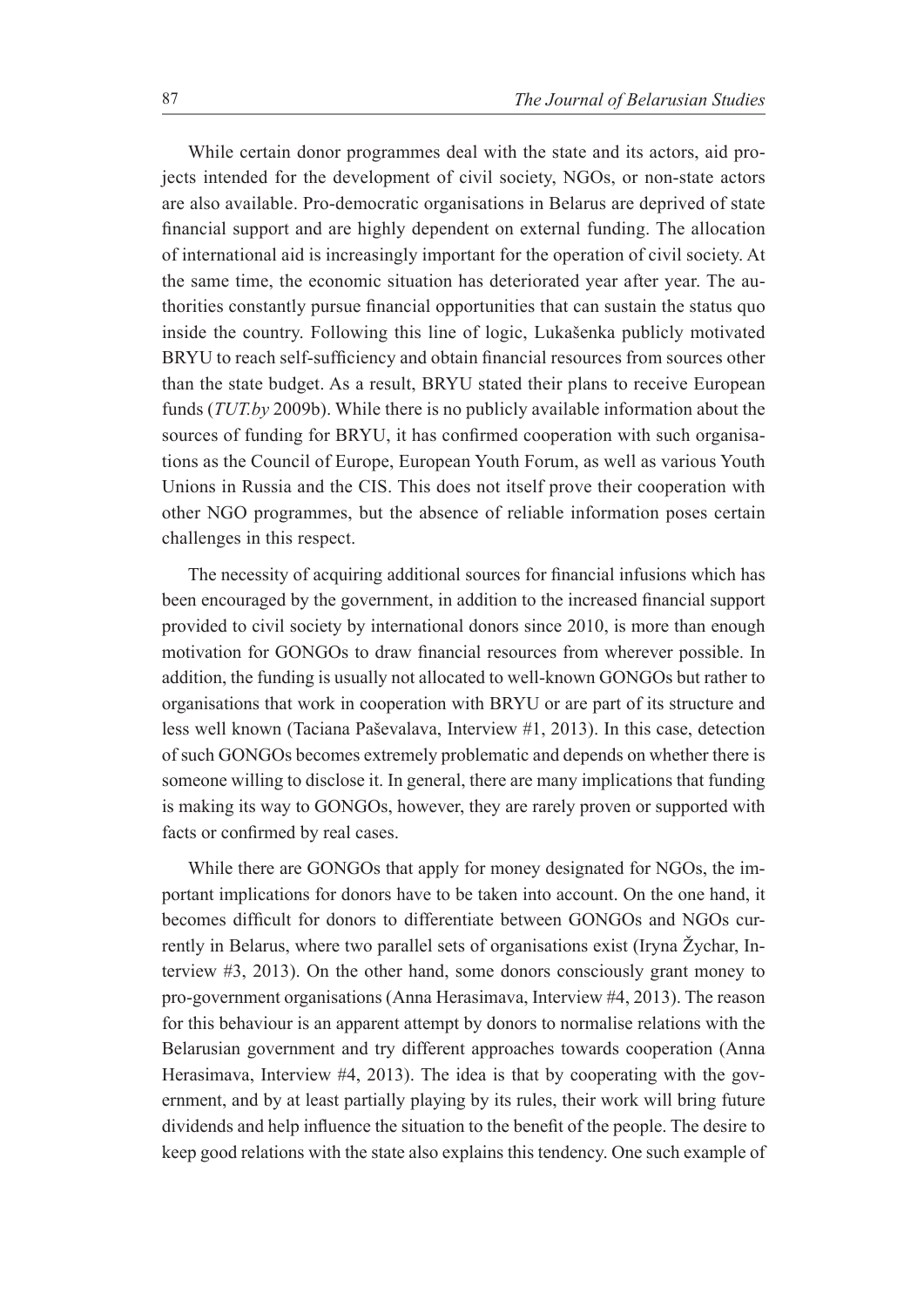While certain donor programmes deal with the state and its actors, aid projects intended for the development of civil society, NGOs, or non-state actors are also available. Pro-democratic organisations in Belarus are deprived of state financial support and are highly dependent on external funding. The allocation of international aid is increasingly important for the operation of civil society. At the same time, the economic situation has deteriorated year after year. The authorities constantly pursue financial opportunities that can sustain the status quo inside the country. Following this line of logic, Lukašenka publicly motivated BRYU to reach self-sufficiency and obtain financial resources from sources other than the state budget. As a result, BRYU stated their plans to receive European funds (*TUT.by* 2009b). While there is no publicly available information about the sources of funding for BRYU, it has confirmed cooperation with such organisations as the Council of Europe, European Youth Forum, as well as various Youth Unions in Russia and the CIS. This does not itself prove their cooperation with other NGO programmes, but the absence of reliable information poses certain challenges in this respect.

The necessity of acquiring additional sources for financial infusions which has been encouraged by the government, in addition to the increased financial support provided to civil society by international donors since 2010, is more than enough motivation for GONGOs to draw financial resources from wherever possible. In addition, the funding is usually not allocated to well-known GONGOs but rather to organisations that work in cooperation with BRYU or are part of its structure and less well known (Taciana Paševalava, Interview #1, 2013). In this case, detection of such GONGOs becomes extremely problematic and depends on whether there is someone willing to disclose it. In general, there are many implications that funding is making its way to GONGOs, however, they are rarely proven or supported with facts or confirmed by real cases.

While there are GONGOs that apply for money designated for NGOs, the important implications for donors have to be taken into account. On the one hand, it becomes difficult for donors to differentiate between GONGOs and NGOs currently in Belarus, where two parallel sets of organisations exist (Iryna Žychar, Interview #3, 2013). On the other hand, some donors consciously grant money to pro-government organisations (Anna Herasimava, Interview #4, 2013). The reason for this behaviour is an apparent attempt by donors to normalise relations with the Belarusian government and try different approaches towards cooperation (Anna Herasimava, Interview #4, 2013). The idea is that by cooperating with the government, and by at least partially playing by its rules, their work will bring future dividends and help influence the situation to the benefit of the people. The desire to keep good relations with the state also explains this tendency. One such example of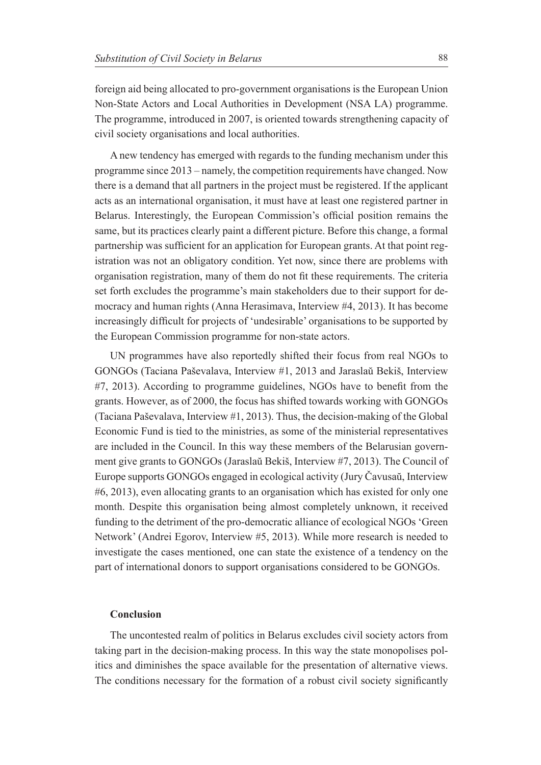foreign aid being allocated to pro-government organisations is the European Union Non-State Actors and Local Authorities in Development (NSA LA) programme. The programme, introduced in 2007, is oriented towards strengthening capacity of civil society organisations and local authorities.

A new tendency has emerged with regards to the funding mechanism under this programme since 2013 – namely, the competition requirements have changed. Now there is a demand that all partners in the project must be registered. If the applicant acts as an international organisation, it must have at least one registered partner in Belarus. Interestingly, the European Commission's official position remains the same, but its practices clearly paint a different picture. Before this change, a formal partnership was sufficient for an application for European grants. At that point registration was not an obligatory condition. Yet now, since there are problems with organisation registration, many of them do not fit these requirements. The criteria set forth excludes the programme's main stakeholders due to their support for democracy and human rights (Anna Herasimava, Interview #4, 2013). It has become increasingly difficult for projects of 'undesirable' organisations to be supported by the European Commission programme for non-state actors.

UN programmes have also reportedly shifted their focus from real NGOs to GONGOs (Taciana Paševalava, Interview #1, 2013 and Jaraslaŭ Bekiš, Interview #7, 2013). According to programme guidelines, NGOs have to benefit from the grants. However, as of 2000, the focus has shifted towards working with GONGOs (Taciana Paševalava, Interview #1, 2013). Thus, the decision-making of the Global Economic Fund is tied to the ministries, as some of the ministerial representatives are included in the Council. In this way these members of the Belarusian government give grants to GONGOs (Jaraslaŭ Bekiš, Interview #7, 2013). The Council of Europe supports GONGOs engaged in ecological activity (Jury Čavusaŭ, Interview #6, 2013), even allocating grants to an organisation which has existed for only one month. Despite this organisation being almost completely unknown, it received funding to the detriment of the pro-democratic alliance of ecological NGOs 'Green Network' (Andrei Egorov, Interview #5, 2013). While more research is needed to investigate the cases mentioned, one can state the existence of a tendency on the part of international donors to support organisations considered to be GONGOs.

## Conclusion

The uncontested realm of politics in Belarus excludes civil society actors from taking part in the decision-making process. In this way the state monopolises politics and diminishes the space available for the presentation of alternative views. The conditions necessary for the formation of a robust civil society significantly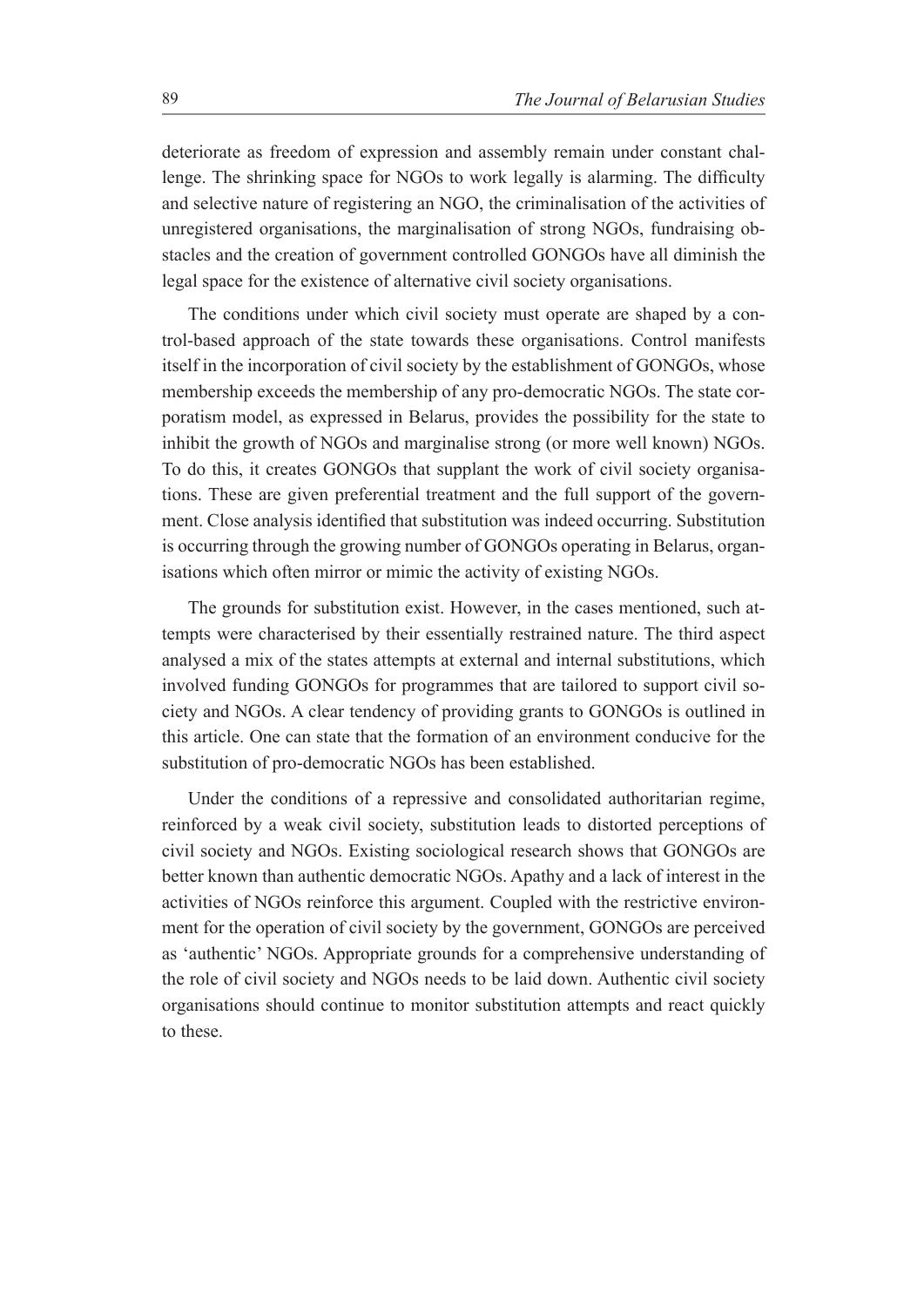deteriorate as freedom of expression and assembly remain under constant challenge. The shrinking space for NGOs to work legally is alarming. The difficulty and selective nature of registering an NGO, the criminalisation of the activities of unregistered organisations, the marginalisation of strong NGOs, fundraising obstacles and the creation of government controlled GONGOs have all diminish the legal space for the existence of alternative civil society organisations.

The conditions under which civil society must operate are shaped by a control-based approach of the state towards these organisations. Control manifests itself in the incorporation of civil society by the establishment of GONGOs, whose membership exceeds the membership of any pro-democratic NGOs. The state corporatism model, as expressed in Belarus, provides the possibility for the state to inhibit the growth of NGOs and marginalise strong (or more well known) NGOs. To do this, it creates GONGOs that supplant the work of civil society organisations. These are given preferential treatment and the full support of the government. Close analysis identified that substitution was indeed occurring. Substitution is occurring through the growing number of GONGOs operating in Belarus, organisations which often mirror or mimic the activity of existing NGOs.

The grounds for substitution exist. However, in the cases mentioned, such attempts were characterised by their essentially restrained nature. The third aspect analysed a mix of the states attempts at external and internal substitutions, which involved funding GONGOs for programmes that are tailored to support civil society and NGOs. A clear tendency of providing grants to GONGOs is outlined in this article. One can state that the formation of an environment conducive for the substitution of pro-democratic NGOs has been established.

Under the conditions of a repressive and consolidated authoritarian regime, reinforced by a weak civil society, substitution leads to distorted perceptions of civil society and NGOs. Existing sociological research shows that GONGOs are better known than authentic democratic NGOs. Apathy and a lack of interest in the activities of NGOs reinforce this argument. Coupled with the restrictive environment for the operation of civil society by the government, GONGOs are perceived as 'authentic' NGOs. Appropriate grounds for a comprehensive understanding of the role of civil society and NGOs needs to be laid down. Authentic civil society organisations should continue to monitor substitution attempts and react quickly to these.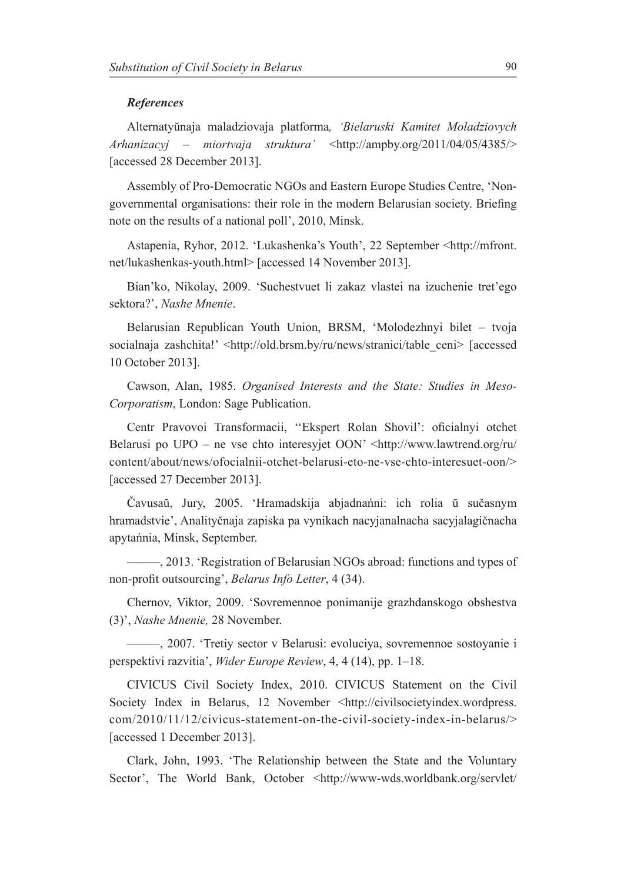***References***

Alternatyŭnaja maladziovaja platforma*, 'Bielaruski Kamitet Moladziovych Arhanizacyj – miortvaja struktura'* <http://ampby.org/2011/04/05/4385/> [accessed 28 December 2013].

Assembly of Pro-Democratic NGOs and Eastern Europe Studies Centre, 'Non-governmental organisations: their role in the modern Belarusian society. Briefing note on the results of a national poll', 2010, Minsk.

Astapenia, Ryhor, 2012. 'Lukashenka's Youth', 22 September <http://mfront.net/lukashenkas-youth.html> [accessed 14 November 2013].

Bian'ko, Nikolay, 2009. 'Suchestvuet li zakaz vlastei na izuchenie tret'ego sektora?', *Nashe Mnenie*.

Belarusian Republican Youth Union, BRSM, 'Molodezhnyi bilet – tvoja socialnaja zashchita!' <http://old.brsm.by/ru/news/stranici/table_ceni> [accessed 10 October 2013].

Cawson, Alan, 1985. *Organised Interests and the State: Studies in Meso-Corporatism*, London: Sage Publication.

Centr Pravovoi Transformacii, ''Ekspert Rolan Shovil': oficialnyi otchet Belarusi po UPO – ne vse chto interesyjet OON' <http://www.lawtrend.org/ru/content/about/news/ofocialnii-otchet-belarusi-eto-ne-vse-chto-interesuet-oon/> [accessed 27 December 2013].

Čavusaŭ, Jury, 2005. 'Hramadskija abjadnańni: ich rolia ŭ sučasnym hramadstvie', Analityčnaja zapiska pa vynikach nacyjanalnacha sacyjalagičnacha apytańnia, Minsk, September.

———, 2013. 'Registration of Belarusian NGOs abroad: functions and types of non-profit outsourcing', *Belarus Info Letter*, 4 (34).

Chernov, Viktor, 2009. 'Sovremennoe ponimanije grazhdanskogo obshestva (3)', *Nashe Mnenie,* 28 November.

———, 2007. 'Tretiy sector v Belarusi: evoluciya, sovremennoe sostoyanie i perspektivi razvitia', *Wider Europe Review*, 4, 4 (14), pp. 1–18.

CIVICUS Civil Society Index, 2010. CIVICUS Statement on the Civil Society Index in Belarus, 12 November <http://civilsocietyindex.wordpress.com/2010/11/12/civicus-statement-on-the-civil-society-index-in-belarus/> [accessed 1 December 2013].

Clark, John, 1993. 'The Relationship between the State and the Voluntary Sector', The World Bank, October <http://www-wds.worldbank.org/servlet/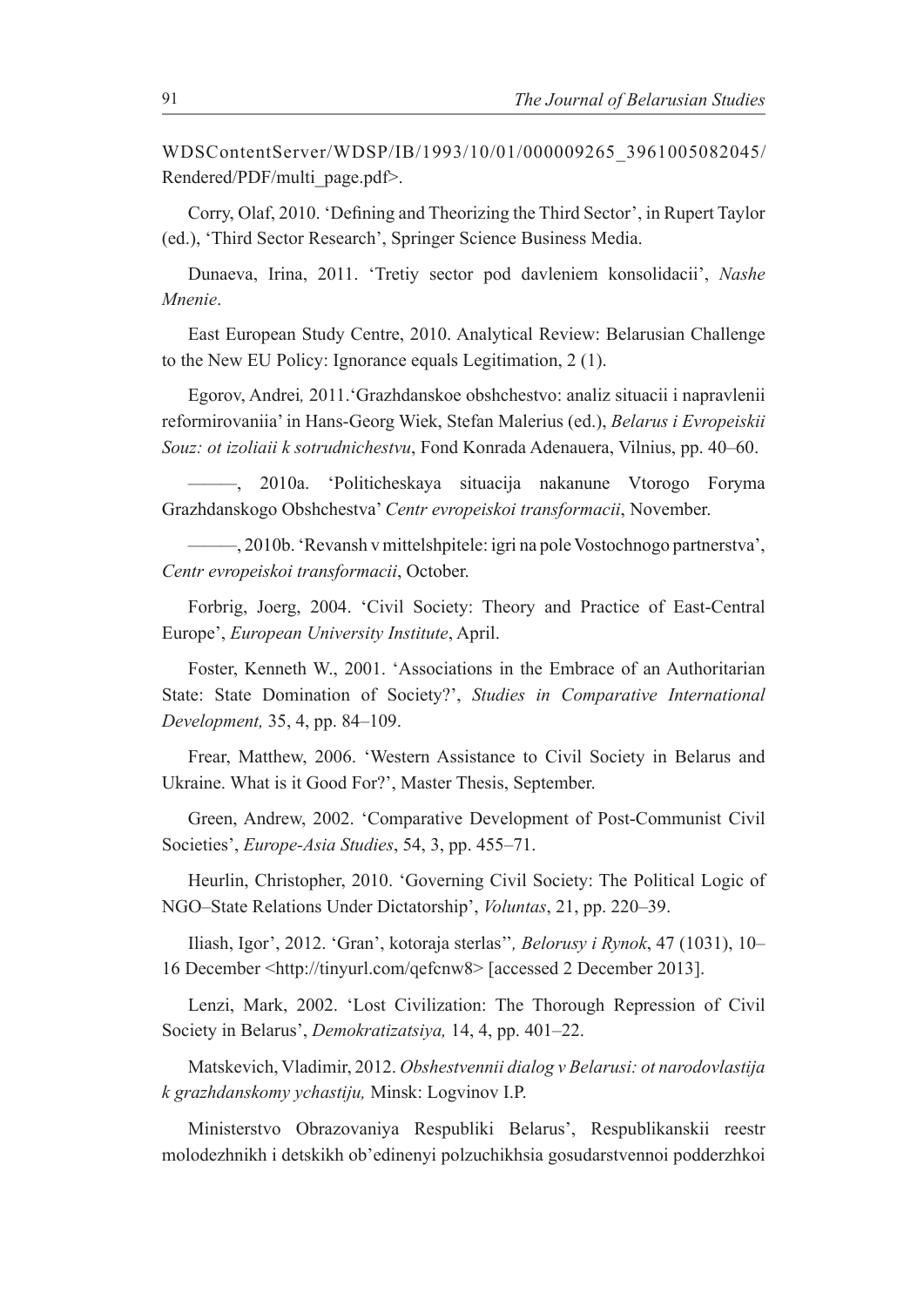WDSContentServer/WDSP/IB/1993/10/01/000009265_3961005082045/Rendered/PDF/multi_page.pdf>.

Corry, Olaf, 2010. 'Defining and Theorizing the Third Sector', in Rupert Taylor (ed.), 'Third Sector Research', Springer Science Business Media.

Dunaeva, Irina, 2011. 'Tretiy sector pod davleniem konsolidacii', *Nashe Mnenie*.

East European Study Centre, 2010. Analytical Review: Belarusian Challenge to the New EU Policy: Ignorance equals Legitimation, 2 (1).

Egorov, Andrei*,* 2011.'Grazhdanskoe obshchestvo: analiz situacii i napravlenii reformirovaniia' in Hans-Georg Wiek, Stefan Malerius (ed.), *Belarus i Evropeiskii Souz: ot izoliaii k sotrudnichestvu*, Fond Konrada Adenauera, Vilnius, pp. 40–60.

———, 2010a. 'Politicheskaya situacija nakanune Vtorogo Foryma Grazhdanskogo Obshchestva' *Centr evropeiskoi transformacii*, November.

———, 2010b. 'Revansh v mittelshpitele: igri na pole Vostochnogo partnerstva', *Centr evropeiskoi transformacii*, October.

Forbrig, Joerg, 2004. 'Civil Society: Theory and Practice of East-Central Europe', *European University Institute*, April.

Foster, Kenneth W., 2001. 'Associations in the Embrace of an Authoritarian State: State Domination of Society?', *Studies in Comparative International Development,* 35, 4, pp. 84–109.

Frear, Matthew, 2006. 'Western Assistance to Civil Society in Belarus and Ukraine. What is it Good For?', Master Thesis, September.

Green, Andrew, 2002. 'Comparative Development of Post-Communist Civil Societies', *Europe-Asia Studies*, 54, 3, pp. 455–71.

Heurlin, Christopher, 2010. 'Governing Civil Society: The Political Logic of NGO–State Relations Under Dictatorship', *Voluntas*, 21, pp. 220–39.

Iliash, Igor', 2012. 'Gran', kotoraja sterlas''*, Belorusy i Rynok*, 47 (1031), 10–16 December <http://tinyurl.com/qefcnw8> [accessed 2 December 2013].

Lenzi, Mark, 2002. 'Lost Civilization: The Thorough Repression of Civil Society in Belarus', *Demokratizatsiya,* 14, 4, pp. 401–22.

Matskevich, Vladimir, 2012. *Obshestvennii dialog v Belarusi: ot narodovlastija k grazhdanskomy ychastiju,* Minsk: Logvinov I.P.

Ministerstvo Obrazovaniya Respubliki Belarus', Respublikanskii reestr molodezhnikh i detskikh ob'edinenyi polzuchikhsia gosudarstvennoi podderzhkoi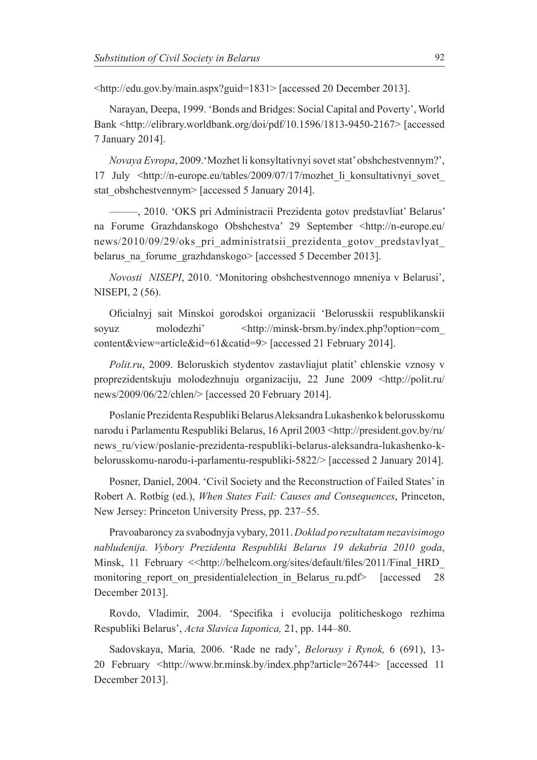<http://edu.gov.by/main.aspx?guid=1831> [accessed 20 December 2013].

Narayan, Deepa, 1999. 'Bonds and Bridges: Social Capital and Poverty', World Bank <http://elibrary.worldbank.org/doi/pdf/10.1596/1813-9450-2167> [accessed 7 January 2014].

*Novaya Evropa*, 2009.'Mozhet li konsyltativnyi sovet stat' obshchestvennym?', 17 July <http://n-europe.eu/tables/2009/07/17/mozhet_li_konsultativnyi_sovet_stat_obshchestvennym> [accessed 5 January 2014].

———, 2010. 'OKS pri Administracii Prezidenta gotov predstavliat' Belarus' na Forume Grazhdanskogo Obshchestva' 29 September <http://n-europe.eu/news/2010/09/29/oks_pri_administratsii_prezidenta_gotov_predstavlyat_belarus_na_forume_grazhdanskogo> [accessed 5 December 2013].

*Novosti NISEPI*, 2010. 'Monitoring obshchestvennogo mneniya v Belarusi', NISEPI, 2 (56).

Oficialnyj sait Minskoi gorodskoi organizacii 'Belorusskii respublikanskii soyuz molodezhi' <http://minsk-brsm.by/index.php?option=com_content&view=article&id=61&catid=9> [accessed 21 February 2014].

*Polit.ru*, 2009. Beloruskich stydentov zastavliajut platit' chlenskie vznosy v proprezidentskuju molodezhnuju organizaciju, 22 June 2009 <http://polit.ru/news/2009/06/22/chlen/> [accessed 20 February 2014].

Poslanie Prezidenta Respubliki Belarus Aleksandra Lukashenko k belorusskomu narodu i Parlamentu Respubliki Belarus, 16 April 2003 <http://president.gov.by/ru/news_ru/view/poslanie-prezidenta-respubliki-belarus-aleksandra-lukashenko-k-belorusskomu-narodu-i-parlamentu-respubliki-5822/> [accessed 2 January 2014].

Posner, Daniel, 2004. 'Civil Society and the Reconstruction of Failed States' in Robert A. Rotbig (ed.), *When States Fail: Causes and Consequences*, Princeton, New Jersey: Princeton University Press, pp. 237–55.

Pravoabaroncy za svabodnyja vybary, 2011. *Doklad po rezultatam nezavisimogo nabludenija. Vybory Prezidenta Respubliki Belarus 19 dekabria 2010 goda*, Minsk, 11 February <<http://belhelcom.org/sites/default/files/2011/Final_HRD_monitoring_report_on_presidentialelection_in_Belarus_ru.pdf> [accessed 28 December 2013].

Rovdo, Vladimir, 2004. 'Specifika i evolucija politicheskogo rezhima Respubliki Belarus', *Acta Slavica Iaponica,* 21, pp. 144–80.

Sadovskaya, Maria*,* 2006. 'Rade ne rady', *Belorusy i Rynok,* 6 (691), 13-20 February <http://www.br.minsk.by/index.php?article=26744> [accessed 11 December 2013].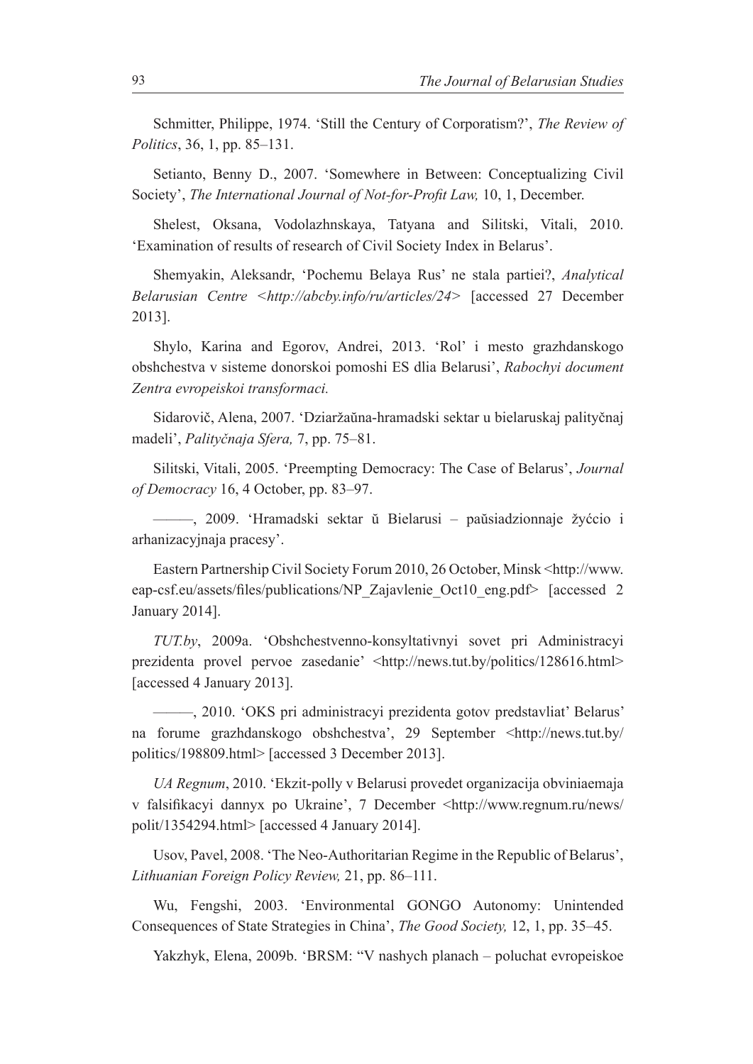Schmitter, Philippe, 1974. 'Still the Century of Corporatism?', *The Review of Politics*, 36, 1, pp. 85–131.

Setianto, Benny D., 2007. 'Somewhere in Between: Conceptualizing Civil Society', *The International Journal of Not-for-Profit Law,* 10, 1, December.

Shelest, Oksana, Vodolazhnskaya, Tatyana and Silitski, Vitali, 2010. 'Examination of results of research of Civil Society Index in Belarus'.

Shemyakin, Aleksandr, 'Pochemu Belaya Rus' ne stala partiei?, *Analytical Belarusian Centre* <http://abcby.info/ru/articles/24> [accessed 27 December 2013].

Shylo, Karina and Egorov, Andrei, 2013. 'Rol' i mesto grazhdanskogo obshchestva v sisteme donorskoi pomoshi ES dlia Belarusi', *Rabochyi document Zentra evropeiskoi transformaci.*

Sidarovič, Alena, 2007. 'Dziaržaŭna-hramadski sektar u bielaruskaj palityčnaj madeli', *Palityčnaja Sfera,* 7, pp. 75–81.

Silitski, Vitali, 2005. 'Preempting Democracy: The Case of Belarus', *Journal of Democracy* 16, 4 October, pp. 83–97.

———, 2009. 'Hramadski sektar ŭ Bielarusi – paŭsiadzionnaje žyćcio i arhanizacyjnaja pracesy'.

Eastern Partnership Civil Society Forum 2010, 26 October, Minsk <http://www.eap-csf.eu/assets/files/publications/NP_Zajavlenie_Oct10_eng.pdf> [accessed 2 January 2014].

*TUT.by*, 2009a. 'Obshchestvenno-konsyltativnyi sovet pri Administracyi prezidenta provel pervoe zasedanie' <http://news.tut.by/politics/128616.html> [accessed 4 January 2013].

———, 2010. 'OKS pri administracyi prezidenta gotov predstavliat' Belarus' na forume grazhdanskogo obshchestva', 29 September <http://news.tut.by/politics/198809.html> [accessed 3 December 2013].

*UA Regnum*, 2010. 'Ekzit-polly v Belarusi provedet organizacija obviniaemaja v falsifikacyi dannyx po Ukraine', 7 December <http://www.regnum.ru/news/polit/1354294.html> [accessed 4 January 2014].

Usov, Pavel, 2008. 'The Neo-Authoritarian Regime in the Republic of Belarus', *Lithuanian Foreign Policy Review,* 21, pp. 86–111.

Wu, Fengshi, 2003. 'Environmental GONGO Autonomy: Unintended Consequences of State Strategies in China', *The Good Society,* 12, 1, pp. 35–45.

Yakzhyk, Elena, 2009b. 'BRSM: "V nashych planach – poluchat evropeiskoe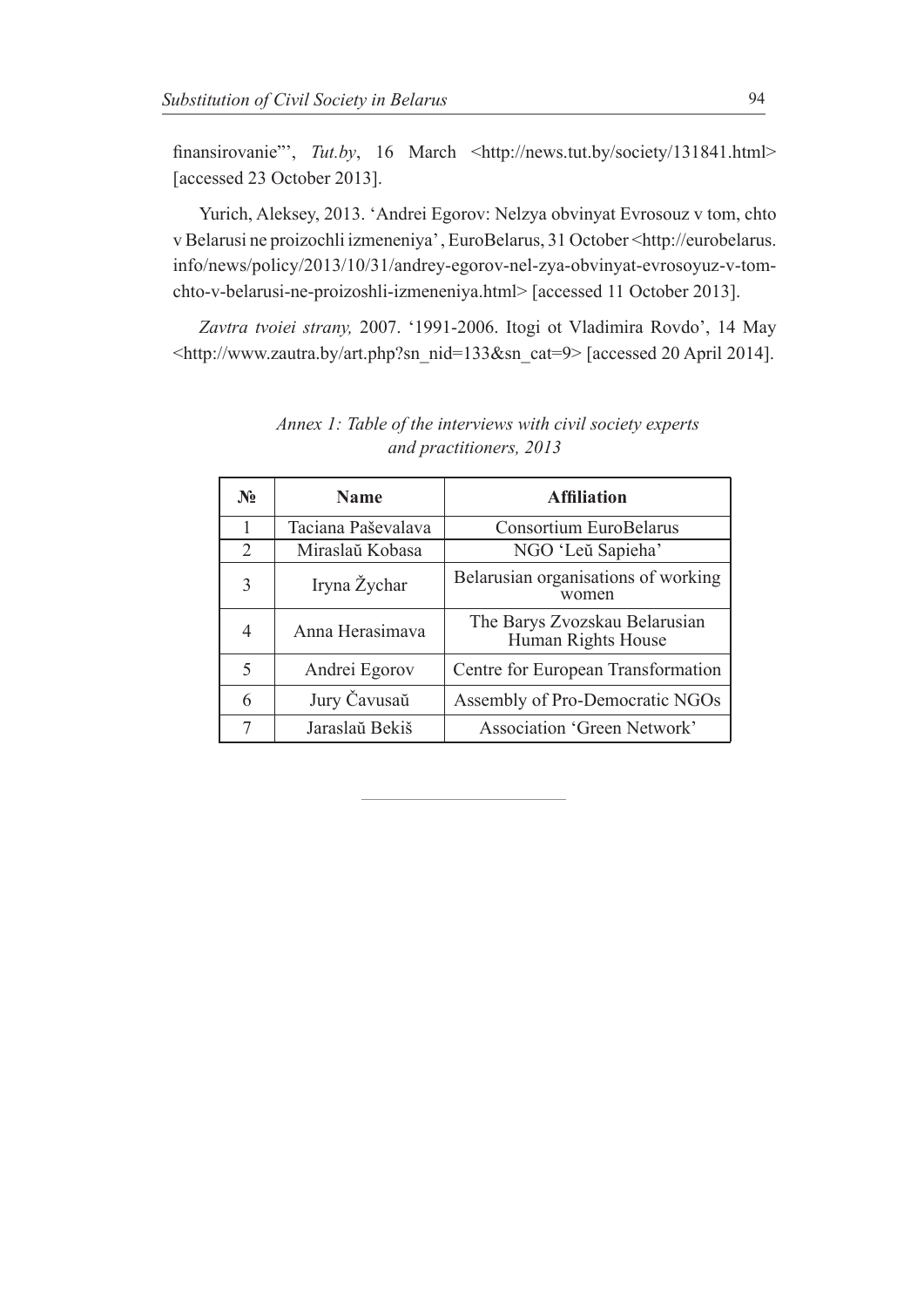finansirovanie"', *Tut.by*, 16 March <http://news.tut.by/society/131841.html> [accessed 23 October 2013].

Yurich, Aleksey, 2013. 'Andrei Egorov: Nelzya obvinyat Evrosouz v tom, chto v Belarusi ne proizochli izmeneniya', EuroBelarus, 31 October <http://eurobelarus.info/news/policy/2013/10/31/andrey-egorov-nel-zya-obvinyat-evrosoyuz-v-tom-chto-v-belarusi-ne-proizoshli-izmeneniya.html> [accessed 11 October 2013].

*Zavtra tvoiei strany,* 2007. '1991-2006. Itogi ot Vladimira Rovdo', 14 May <http://www.zautra.by/art.php?sn_nid=133&sn_cat=9> [accessed 20 April 2014].

*Annex 1: Table of the interviews with civil society experts and practitioners, 2013*

| № | Name | Affiliation |
|---|---|---|
| 1 | Taciana Paševalava | Consortium EuroBelarus |
| 2 | Miraslaŭ Kobasa | NGO 'Leŭ Sapieha' |
| 3 | Iryna Žychar | Belarusian organisations of working women |
| 4 | Anna Herasimava | The Barys Zvozskau Belarusian Human Rights House |
| 5 | Andrei Egorov | Centre for European Transformation |
| 6 | Jury Čavusaŭ | Assembly of Pro-Democratic NGOs |
| 7 | Jaraslaŭ Bekiš | Association 'Green Network' |